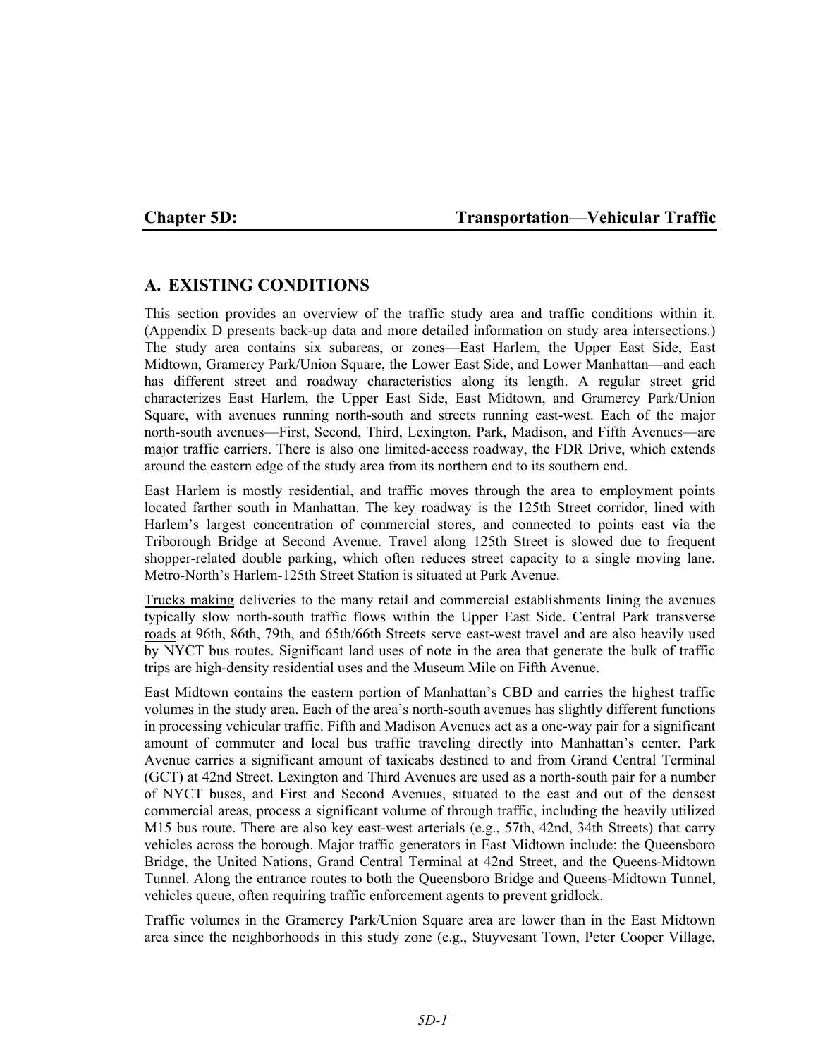# Chapter 5D: Transportation—Vehicular Traffic

## A. EXISTING CONDITIONS

This section provides an overview of the traffic study area and traffic conditions within it. (Appendix D presents back-up data and more detailed information on study area intersections.) The study area contains six subareas, or zones—East Harlem, the Upper East Side, East Midtown, Gramercy Park/Union Square, the Lower East Side, and Lower Manhattan—and each has different street and roadway characteristics along its length. A regular street grid characterizes East Harlem, the Upper East Side, East Midtown, and Gramercy Park/Union Square, with avenues running north-south and streets running east-west. Each of the major north-south avenues—First, Second, Third, Lexington, Park, Madison, and Fifth Avenues—are major traffic carriers. There is also one limited-access roadway, the FDR Drive, which extends around the eastern edge of the study area from its northern end to its southern end.

East Harlem is mostly residential, and traffic moves through the area to employment points located farther south in Manhattan. The key roadway is the 125th Street corridor, lined with Harlem's largest concentration of commercial stores, and connected to points east via the Triborough Bridge at Second Avenue. Travel along 125th Street is slowed due to frequent shopper-related double parking, which often reduces street capacity to a single moving lane. Metro-North's Harlem-125th Street Station is situated at Park Avenue.

Trucks making deliveries to the many retail and commercial establishments lining the avenues typically slow north-south traffic flows within the Upper East Side. Central Park transverse roads at 96th, 86th, 79th, and 65th/66th Streets serve east-west travel and are also heavily used by NYCT bus routes. Significant land uses of note in the area that generate the bulk of traffic trips are high-density residential uses and the Museum Mile on Fifth Avenue.

East Midtown contains the eastern portion of Manhattan's CBD and carries the highest traffic volumes in the study area. Each of the area's north-south avenues has slightly different functions in processing vehicular traffic. Fifth and Madison Avenues act as a one-way pair for a significant amount of commuter and local bus traffic traveling directly into Manhattan's center. Park Avenue carries a significant amount of taxicabs destined to and from Grand Central Terminal (GCT) at 42nd Street. Lexington and Third Avenues are used as a north-south pair for a number of NYCT buses, and First and Second Avenues, situated to the east and out of the densest commercial areas, process a significant volume of through traffic, including the heavily utilized M15 bus route. There are also key east-west arterials (e.g., 57th, 42nd, 34th Streets) that carry vehicles across the borough. Major traffic generators in East Midtown include: the Queensboro Bridge, the United Nations, Grand Central Terminal at 42nd Street, and the Queens-Midtown Tunnel. Along the entrance routes to both the Queensboro Bridge and Queens-Midtown Tunnel, vehicles queue, often requiring traffic enforcement agents to prevent gridlock.

Traffic volumes in the Gramercy Park/Union Square area are lower than in the East Midtown area since the neighborhoods in this study zone (e.g., Stuyvesant Town, Peter Cooper Village,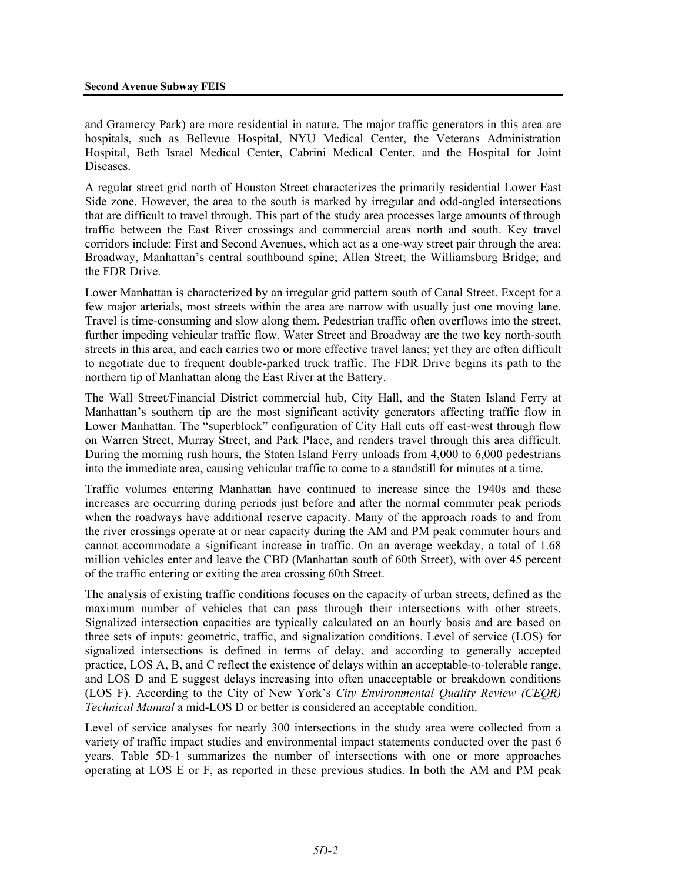and Gramercy Park) are more residential in nature. The major traffic generators in this area are hospitals, such as Bellevue Hospital, NYU Medical Center, the Veterans Administration Hospital, Beth Israel Medical Center, Cabrini Medical Center, and the Hospital for Joint Diseases.

A regular street grid north of Houston Street characterizes the primarily residential Lower East Side zone. However, the area to the south is marked by irregular and odd-angled intersections that are difficult to travel through. This part of the study area processes large amounts of through traffic between the East River crossings and commercial areas north and south. Key travel corridors include: First and Second Avenues, which act as a one-way street pair through the area; Broadway, Manhattan's central southbound spine; Allen Street; the Williamsburg Bridge; and the FDR Drive.

Lower Manhattan is characterized by an irregular grid pattern south of Canal Street. Except for a few major arterials, most streets within the area are narrow with usually just one moving lane. Travel is time-consuming and slow along them. Pedestrian traffic often overflows into the street, further impeding vehicular traffic flow. Water Street and Broadway are the two key north-south streets in this area, and each carries two or more effective travel lanes; yet they are often difficult to negotiate due to frequent double-parked truck traffic. The FDR Drive begins its path to the northern tip of Manhattan along the East River at the Battery.

The Wall Street/Financial District commercial hub, City Hall, and the Staten Island Ferry at Manhattan's southern tip are the most significant activity generators affecting traffic flow in Lower Manhattan. The "superblock" configuration of City Hall cuts off east-west through flow on Warren Street, Murray Street, and Park Place, and renders travel through this area difficult. During the morning rush hours, the Staten Island Ferry unloads from 4,000 to 6,000 pedestrians into the immediate area, causing vehicular traffic to come to a standstill for minutes at a time.

Traffic volumes entering Manhattan have continued to increase since the 1940s and these increases are occurring during periods just before and after the normal commuter peak periods when the roadways have additional reserve capacity. Many of the approach roads to and from the river crossings operate at or near capacity during the AM and PM peak commuter hours and cannot accommodate a significant increase in traffic. On an average weekday, a total of 1.68 million vehicles enter and leave the CBD (Manhattan south of 60th Street), with over 45 percent of the traffic entering or exiting the area crossing 60th Street.

The analysis of existing traffic conditions focuses on the capacity of urban streets, defined as the maximum number of vehicles that can pass through their intersections with other streets. Signalized intersection capacities are typically calculated on an hourly basis and are based on three sets of inputs: geometric, traffic, and signalization conditions. Level of service (LOS) for signalized intersections is defined in terms of delay, and according to generally accepted practice, LOS A, B, and C reflect the existence of delays within an acceptable-to-tolerable range, and LOS D and E suggest delays increasing into often unacceptable or breakdown conditions (LOS F). According to the City of New York's *City Environmental Quality Review (CEQR) Technical Manual* a mid-LOS D or better is considered an acceptable condition.

Level of service analyses for nearly 300 intersections in the study area were collected from a variety of traffic impact studies and environmental impact statements conducted over the past 6 years. Table 5D-1 summarizes the number of intersections with one or more approaches operating at LOS E or F, as reported in these previous studies. In both the AM and PM peak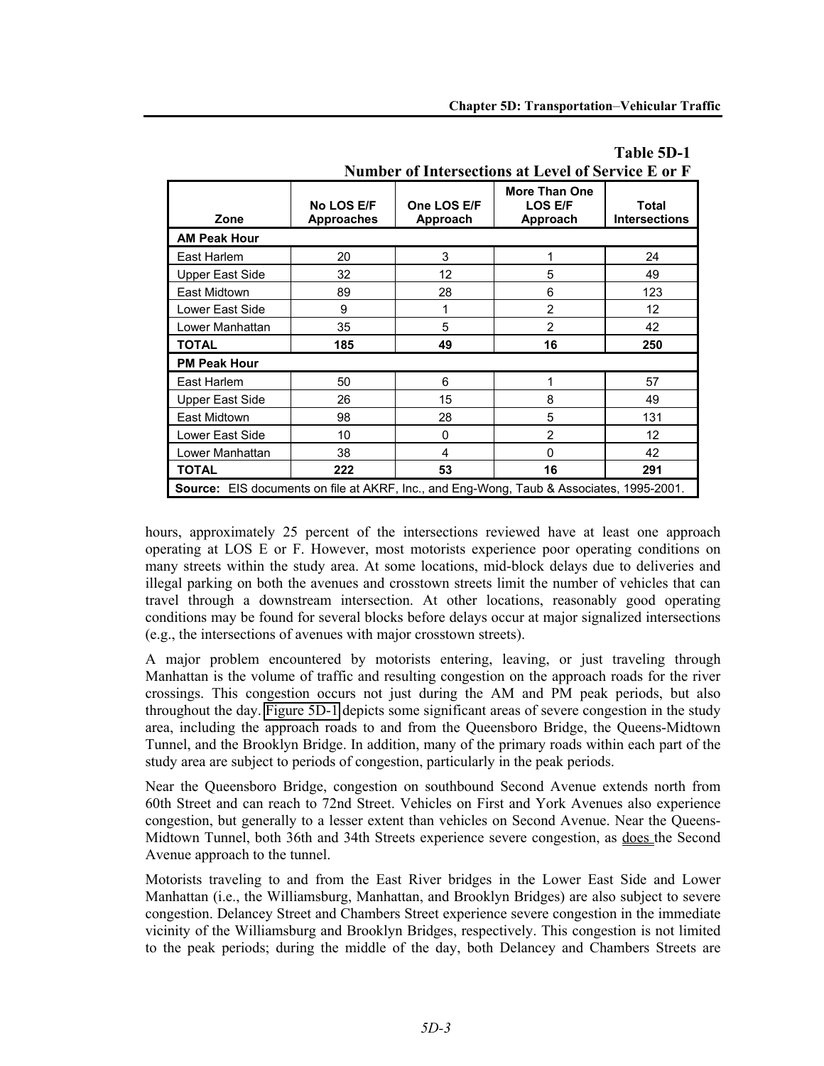**Table 5D-1**
**Number of Intersections at Level of Service E or F**

| Zone | No LOS E/F Approaches | One LOS E/F Approach | More Than One LOS E/F Approach | Total Intersections |
|---|---|---|---|---|
| **AM Peak Hour** | | | | |
| East Harlem | 20 | 3 | 1 | 24 |
| Upper East Side | 32 | 12 | 5 | 49 |
| East Midtown | 89 | 28 | 6 | 123 |
| Lower East Side | 9 | 1 | 2 | 12 |
| Lower Manhattan | 35 | 5 | 2 | 42 |
| **TOTAL** | **185** | **49** | **16** | **250** |
| **PM Peak Hour** | | | | |
| East Harlem | 50 | 6 | 1 | 57 |
| Upper East Side | 26 | 15 | 8 | 49 |
| East Midtown | 98 | 28 | 5 | 131 |
| Lower East Side | 10 | 0 | 2 | 12 |
| Lower Manhattan | 38 | 4 | 0 | 42 |
| **TOTAL** | **222** | **53** | **16** | **291** |

**Source:** EIS documents on file at AKRF, Inc., and Eng-Wong, Taub & Associates, 1995-2001.

hours, approximately 25 percent of the intersections reviewed have at least one approach operating at LOS E or F. However, most motorists experience poor operating conditions on many streets within the study area. At some locations, mid-block delays due to deliveries and illegal parking on both the avenues and crosstown streets limit the number of vehicles that can travel through a downstream intersection. At other locations, reasonably good operating conditions may be found for several blocks before delays occur at major signalized intersections (e.g., the intersections of avenues with major crosstown streets).

A major problem encountered by motorists entering, leaving, or just traveling through Manhattan is the volume of traffic and resulting congestion on the approach roads for the river crossings. This congestion occurs not just during the AM and PM peak periods, but also throughout the day. Figure 5D-1 depicts some significant areas of severe congestion in the study area, including the approach roads to and from the Queensboro Bridge, the Queens-Midtown Tunnel, and the Brooklyn Bridge. In addition, many of the primary roads within each part of the study area are subject to periods of congestion, particularly in the peak periods.

Near the Queensboro Bridge, congestion on southbound Second Avenue extends north from 60th Street and can reach to 72nd Street. Vehicles on First and York Avenues also experience congestion, but generally to a lesser extent than vehicles on Second Avenue. Near the Queens-Midtown Tunnel, both 36th and 34th Streets experience severe congestion, as does the Second Avenue approach to the tunnel.

Motorists traveling to and from the East River bridges in the Lower East Side and Lower Manhattan (i.e., the Williamsburg, Manhattan, and Brooklyn Bridges) are also subject to severe congestion. Delancey Street and Chambers Street experience severe congestion in the immediate vicinity of the Williamsburg and Brooklyn Bridges, respectively. This congestion is not limited to the peak periods; during the middle of the day, both Delancey and Chambers Streets are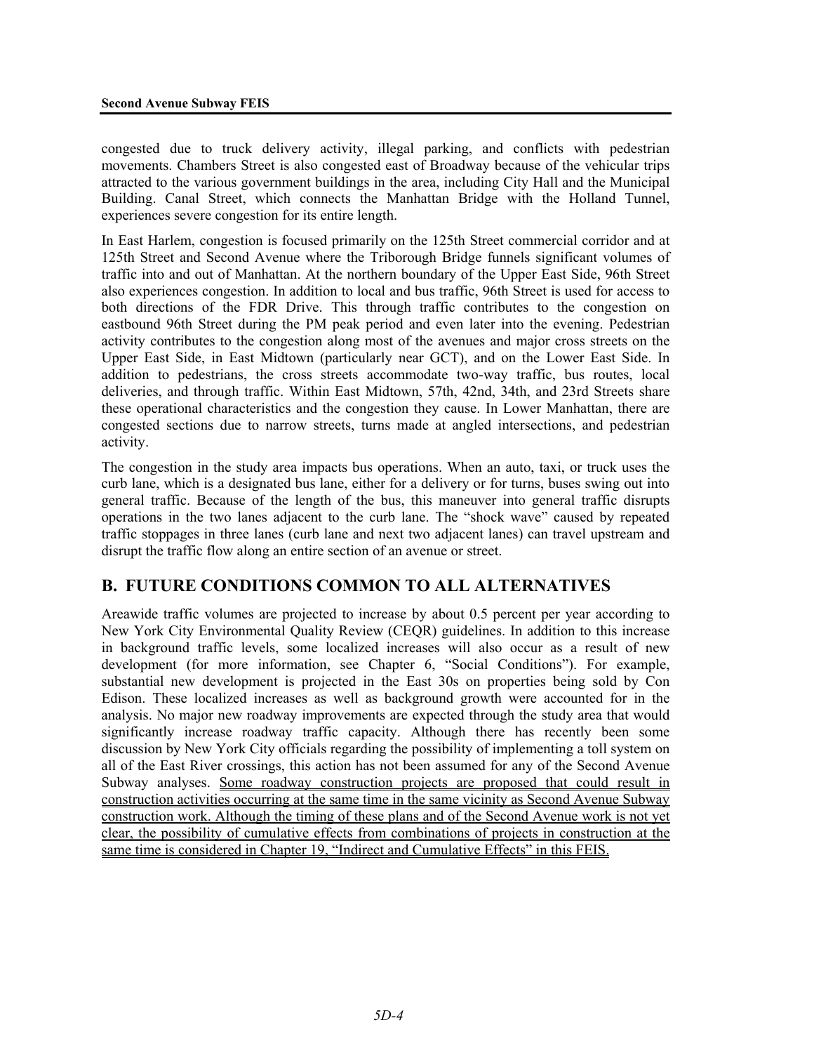congested due to truck delivery activity, illegal parking, and conflicts with pedestrian movements. Chambers Street is also congested east of Broadway because of the vehicular trips attracted to the various government buildings in the area, including City Hall and the Municipal Building. Canal Street, which connects the Manhattan Bridge with the Holland Tunnel, experiences severe congestion for its entire length.

In East Harlem, congestion is focused primarily on the 125th Street commercial corridor and at 125th Street and Second Avenue where the Triborough Bridge funnels significant volumes of traffic into and out of Manhattan. At the northern boundary of the Upper East Side, 96th Street also experiences congestion. In addition to local and bus traffic, 96th Street is used for access to both directions of the FDR Drive. This through traffic contributes to the congestion on eastbound 96th Street during the PM peak period and even later into the evening. Pedestrian activity contributes to the congestion along most of the avenues and major cross streets on the Upper East Side, in East Midtown (particularly near GCT), and on the Lower East Side. In addition to pedestrians, the cross streets accommodate two-way traffic, bus routes, local deliveries, and through traffic. Within East Midtown, 57th, 42nd, 34th, and 23rd Streets share these operational characteristics and the congestion they cause. In Lower Manhattan, there are congested sections due to narrow streets, turns made at angled intersections, and pedestrian activity.

The congestion in the study area impacts bus operations. When an auto, taxi, or truck uses the curb lane, which is a designated bus lane, either for a delivery or for turns, buses swing out into general traffic. Because of the length of the bus, this maneuver into general traffic disrupts operations in the two lanes adjacent to the curb lane. The "shock wave" caused by repeated traffic stoppages in three lanes (curb lane and next two adjacent lanes) can travel upstream and disrupt the traffic flow along an entire section of an avenue or street.

## B. FUTURE CONDITIONS COMMON TO ALL ALTERNATIVES

Areawide traffic volumes are projected to increase by about 0.5 percent per year according to New York City Environmental Quality Review (CEQR) guidelines. In addition to this increase in background traffic levels, some localized increases will also occur as a result of new development (for more information, see Chapter 6, "Social Conditions"). For example, substantial new development is projected in the East 30s on properties being sold by Con Edison. These localized increases as well as background growth were accounted for in the analysis. No major new roadway improvements are expected through the study area that would significantly increase roadway traffic capacity. Although there has recently been some discussion by New York City officials regarding the possibility of implementing a toll system on all of the East River crossings, this action has not been assumed for any of the Second Avenue Subway analyses. Some roadway construction projects are proposed that could result in construction activities occurring at the same time in the same vicinity as Second Avenue Subway construction work. Although the timing of these plans and of the Second Avenue work is not yet clear, the possibility of cumulative effects from combinations of projects in construction at the same time is considered in Chapter 19, "Indirect and Cumulative Effects" in this FEIS.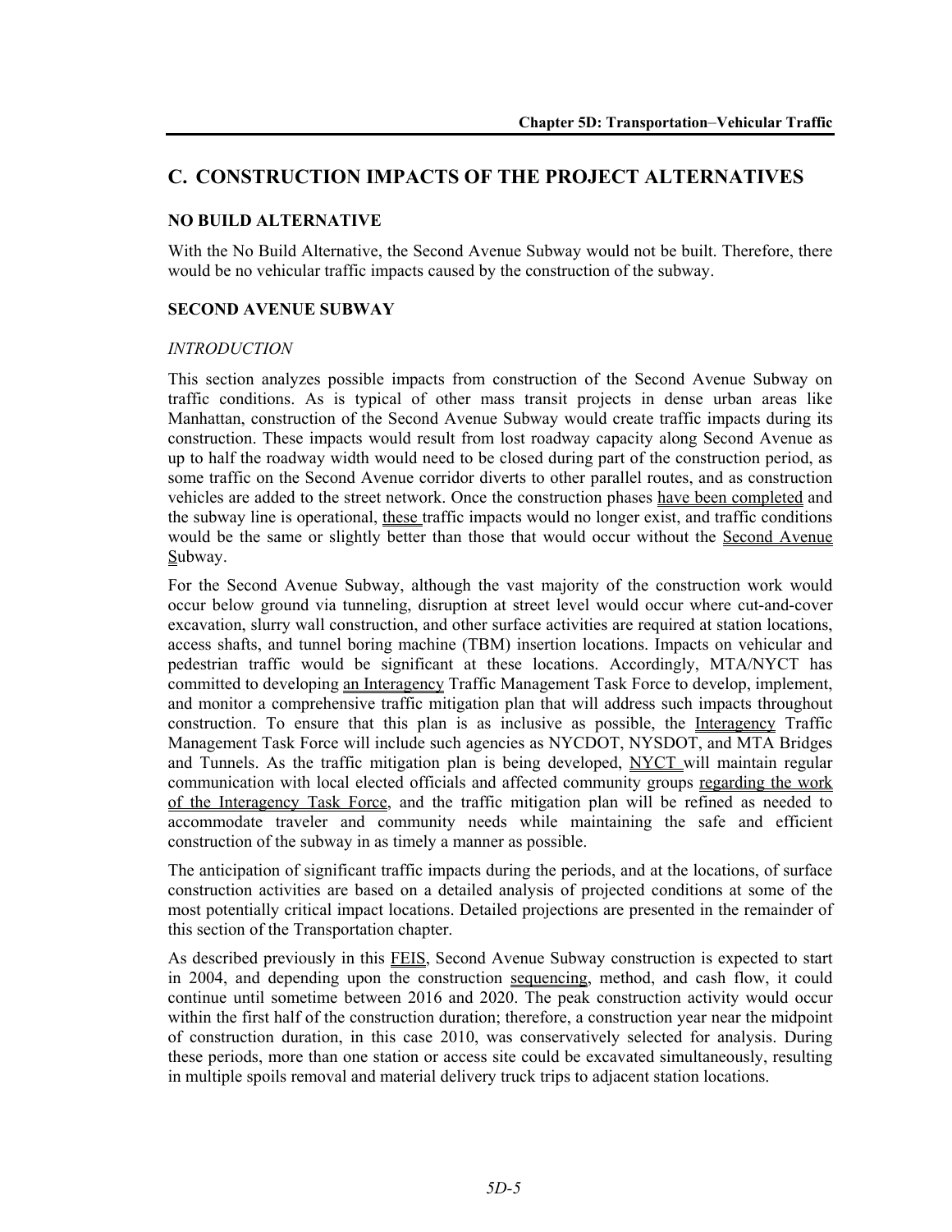## C. CONSTRUCTION IMPACTS OF THE PROJECT ALTERNATIVES

### NO BUILD ALTERNATIVE

With the No Build Alternative, the Second Avenue Subway would not be built. Therefore, there would be no vehicular traffic impacts caused by the construction of the subway.

### SECOND AVENUE SUBWAY

*INTRODUCTION*

This section analyzes possible impacts from construction of the Second Avenue Subway on traffic conditions. As is typical of other mass transit projects in dense urban areas like Manhattan, construction of the Second Avenue Subway would create traffic impacts during its construction. These impacts would result from lost roadway capacity along Second Avenue as up to half the roadway width would need to be closed during part of the construction period, as some traffic on the Second Avenue corridor diverts to other parallel routes, and as construction vehicles are added to the street network. Once the construction phases have been completed and the subway line is operational, these traffic impacts would no longer exist, and traffic conditions would be the same or slightly better than those that would occur without the Second Avenue Subway.

For the Second Avenue Subway, although the vast majority of the construction work would occur below ground via tunneling, disruption at street level would occur where cut-and-cover excavation, slurry wall construction, and other surface activities are required at station locations, access shafts, and tunnel boring machine (TBM) insertion locations. Impacts on vehicular and pedestrian traffic would be significant at these locations. Accordingly, MTA/NYCT has committed to developing an Interagency Traffic Management Task Force to develop, implement, and monitor a comprehensive traffic mitigation plan that will address such impacts throughout construction. To ensure that this plan is as inclusive as possible, the Interagency Traffic Management Task Force will include such agencies as NYCDOT, NYSDOT, and MTA Bridges and Tunnels. As the traffic mitigation plan is being developed, NYCT will maintain regular communication with local elected officials and affected community groups regarding the work of the Interagency Task Force, and the traffic mitigation plan will be refined as needed to accommodate traveler and community needs while maintaining the safe and efficient construction of the subway in as timely a manner as possible.

The anticipation of significant traffic impacts during the periods, and at the locations, of surface construction activities are based on a detailed analysis of projected conditions at some of the most potentially critical impact locations. Detailed projections are presented in the remainder of this section of the Transportation chapter.

As described previously in this FEIS, Second Avenue Subway construction is expected to start in 2004, and depending upon the construction sequencing, method, and cash flow, it could continue until sometime between 2016 and 2020. The peak construction activity would occur within the first half of the construction duration; therefore, a construction year near the midpoint of construction duration, in this case 2010, was conservatively selected for analysis. During these periods, more than one station or access site could be excavated simultaneously, resulting in multiple spoils removal and material delivery truck trips to adjacent station locations.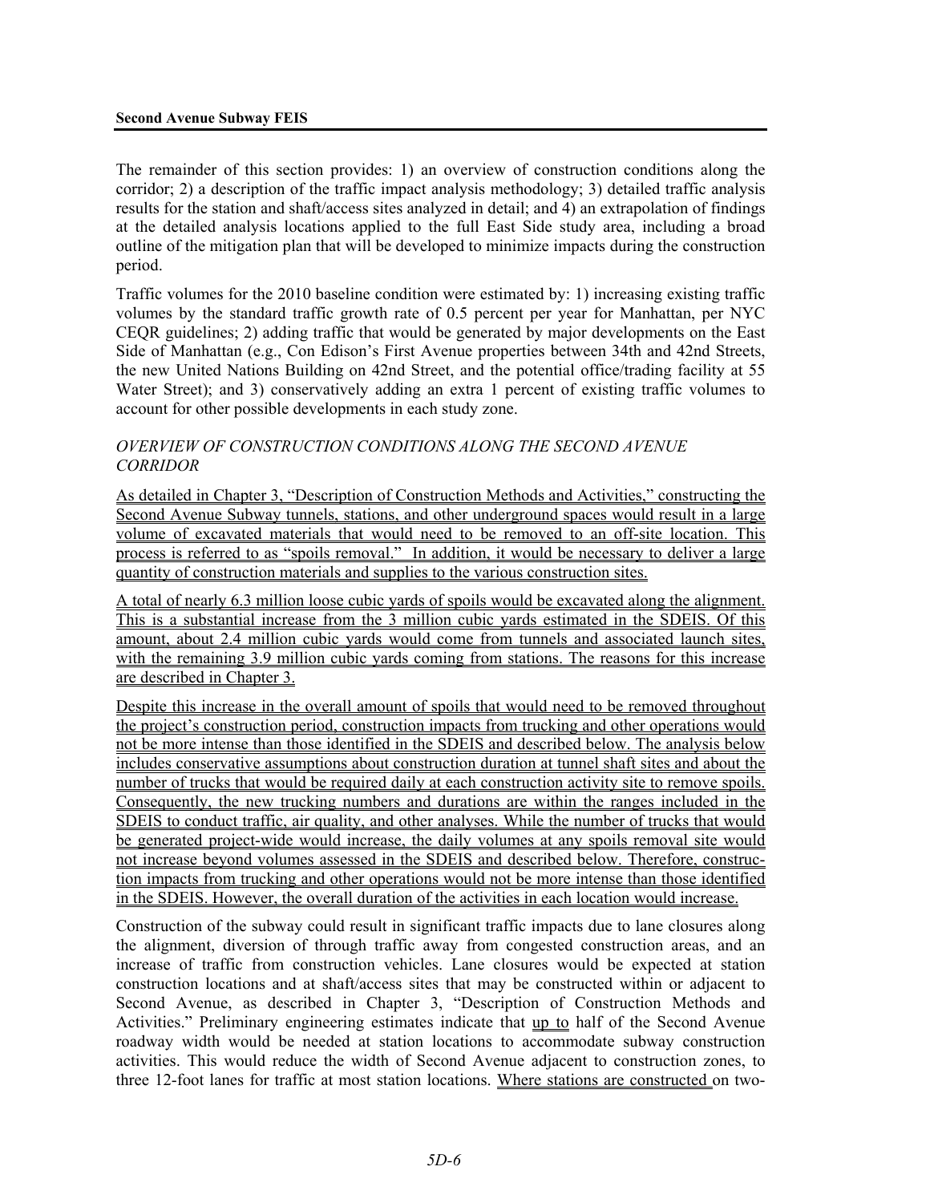The remainder of this section provides: 1) an overview of construction conditions along the corridor; 2) a description of the traffic impact analysis methodology; 3) detailed traffic analysis results for the station and shaft/access sites analyzed in detail; and 4) an extrapolation of findings at the detailed analysis locations applied to the full East Side study area, including a broad outline of the mitigation plan that will be developed to minimize impacts during the construction period.

Traffic volumes for the 2010 baseline condition were estimated by: 1) increasing existing traffic volumes by the standard traffic growth rate of 0.5 percent per year for Manhattan, per NYC CEQR guidelines; 2) adding traffic that would be generated by major developments on the East Side of Manhattan (e.g., Con Edison's First Avenue properties between 34th and 42nd Streets, the new United Nations Building on 42nd Street, and the potential office/trading facility at 55 Water Street); and 3) conservatively adding an extra 1 percent of existing traffic volumes to account for other possible developments in each study zone.

*OVERVIEW OF CONSTRUCTION CONDITIONS ALONG THE SECOND AVENUE CORRIDOR*

As detailed in Chapter 3, "Description of Construction Methods and Activities," constructing the Second Avenue Subway tunnels, stations, and other underground spaces would result in a large volume of excavated materials that would need to be removed to an off-site location. This process is referred to as "spoils removal." In addition, it would be necessary to deliver a large quantity of construction materials and supplies to the various construction sites.

A total of nearly 6.3 million loose cubic yards of spoils would be excavated along the alignment. This is a substantial increase from the 3 million cubic yards estimated in the SDEIS. Of this amount, about 2.4 million cubic yards would come from tunnels and associated launch sites, with the remaining 3.9 million cubic yards coming from stations. The reasons for this increase are described in Chapter 3.

Despite this increase in the overall amount of spoils that would need to be removed throughout the project's construction period, construction impacts from trucking and other operations would not be more intense than those identified in the SDEIS and described below. The analysis below includes conservative assumptions about construction duration at tunnel shaft sites and about the number of trucks that would be required daily at each construction activity site to remove spoils. Consequently, the new trucking numbers and durations are within the ranges included in the SDEIS to conduct traffic, air quality, and other analyses. While the number of trucks that would be generated project-wide would increase, the daily volumes at any spoils removal site would not increase beyond volumes assessed in the SDEIS and described below. Therefore, construction impacts from trucking and other operations would not be more intense than those identified in the SDEIS. However, the overall duration of the activities in each location would increase.

Construction of the subway could result in significant traffic impacts due to lane closures along the alignment, diversion of through traffic away from congested construction areas, and an increase of traffic from construction vehicles. Lane closures would be expected at station construction locations and at shaft/access sites that may be constructed within or adjacent to Second Avenue, as described in Chapter 3, "Description of Construction Methods and Activities." Preliminary engineering estimates indicate that up to half of the Second Avenue roadway width would be needed at station locations to accommodate subway construction activities. This would reduce the width of Second Avenue adjacent to construction zones, to three 12-foot lanes for traffic at most station locations. Where stations are constructed on two-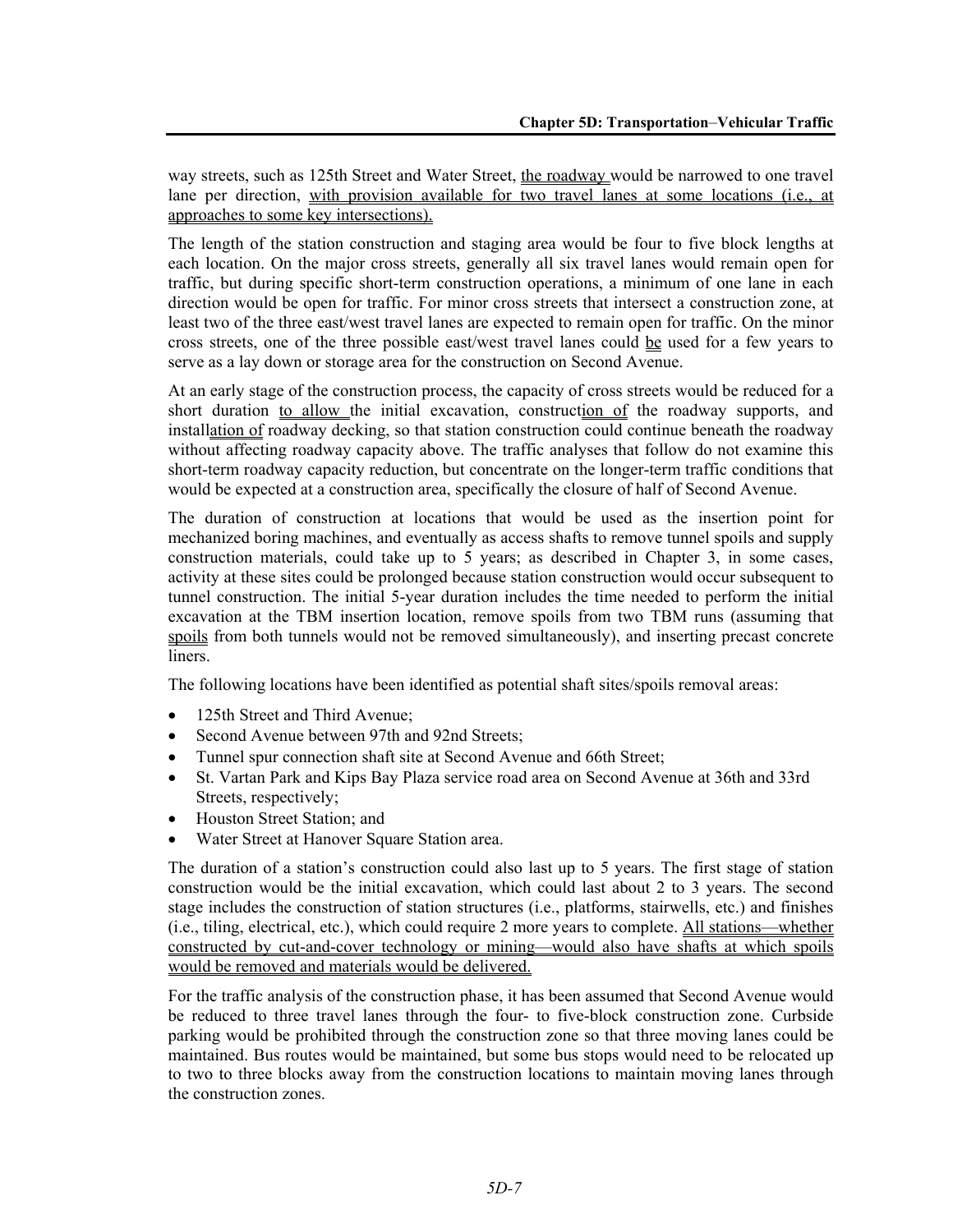way streets, such as 125th Street and Water Street, the roadway would be narrowed to one travel lane per direction, with provision available for two travel lanes at some locations (i.e., at approaches to some key intersections).

The length of the station construction and staging area would be four to five block lengths at each location. On the major cross streets, generally all six travel lanes would remain open for traffic, but during specific short-term construction operations, a minimum of one lane in each direction would be open for traffic. For minor cross streets that intersect a construction zone, at least two of the three east/west travel lanes are expected to remain open for traffic. On the minor cross streets, one of the three possible east/west travel lanes could be used for a few years to serve as a lay down or storage area for the construction on Second Avenue.

At an early stage of the construction process, the capacity of cross streets would be reduced for a short duration to allow the initial excavation, construction of the roadway supports, and installation of roadway decking, so that station construction could continue beneath the roadway without affecting roadway capacity above. The traffic analyses that follow do not examine this short-term roadway capacity reduction, but concentrate on the longer-term traffic conditions that would be expected at a construction area, specifically the closure of half of Second Avenue.

The duration of construction at locations that would be used as the insertion point for mechanized boring machines, and eventually as access shafts to remove tunnel spoils and supply construction materials, could take up to 5 years; as described in Chapter 3, in some cases, activity at these sites could be prolonged because station construction would occur subsequent to tunnel construction. The initial 5-year duration includes the time needed to perform the initial excavation at the TBM insertion location, remove spoils from two TBM runs (assuming that spoils from both tunnels would not be removed simultaneously), and inserting precast concrete liners.

The following locations have been identified as potential shaft sites/spoils removal areas:

- 125th Street and Third Avenue;
- Second Avenue between 97th and 92nd Streets;
- Tunnel spur connection shaft site at Second Avenue and 66th Street;
- St. Vartan Park and Kips Bay Plaza service road area on Second Avenue at 36th and 33rd Streets, respectively;
- Houston Street Station; and
- Water Street at Hanover Square Station area.

The duration of a station's construction could also last up to 5 years. The first stage of station construction would be the initial excavation, which could last about 2 to 3 years. The second stage includes the construction of station structures (i.e., platforms, stairwells, etc.) and finishes (i.e., tiling, electrical, etc.), which could require 2 more years to complete. All stations—whether constructed by cut-and-cover technology or mining—would also have shafts at which spoils would be removed and materials would be delivered.

For the traffic analysis of the construction phase, it has been assumed that Second Avenue would be reduced to three travel lanes through the four- to five-block construction zone. Curbside parking would be prohibited through the construction zone so that three moving lanes could be maintained. Bus routes would be maintained, but some bus stops would need to be relocated up to two to three blocks away from the construction locations to maintain moving lanes through the construction zones.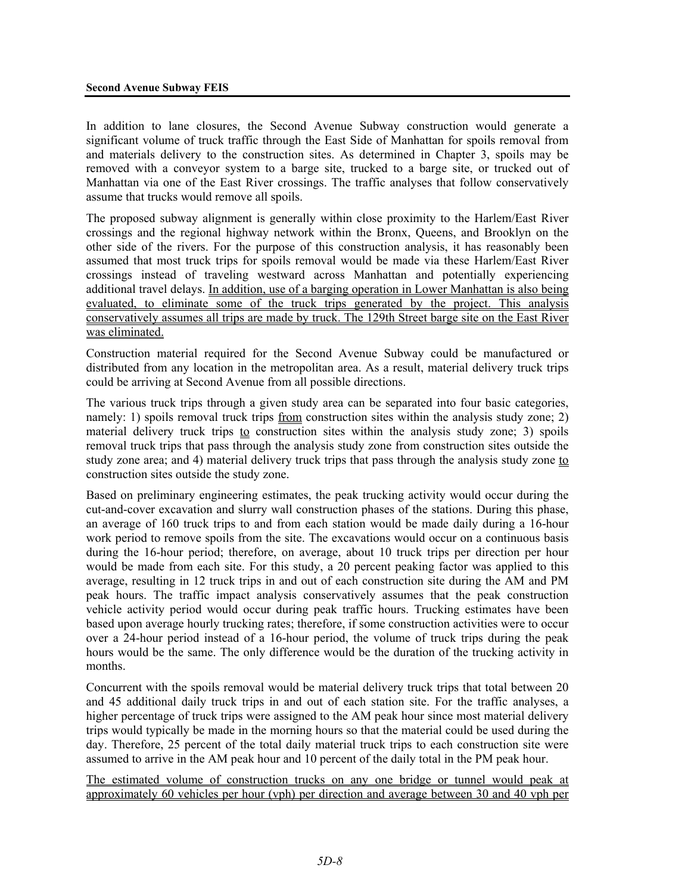In addition to lane closures, the Second Avenue Subway construction would generate a significant volume of truck traffic through the East Side of Manhattan for spoils removal from and materials delivery to the construction sites. As determined in Chapter 3, spoils may be removed with a conveyor system to a barge site, trucked to a barge site, or trucked out of Manhattan via one of the East River crossings. The traffic analyses that follow conservatively assume that trucks would remove all spoils.

The proposed subway alignment is generally within close proximity to the Harlem/East River crossings and the regional highway network within the Bronx, Queens, and Brooklyn on the other side of the rivers. For the purpose of this construction analysis, it has reasonably been assumed that most truck trips for spoils removal would be made via these Harlem/East River crossings instead of traveling westward across Manhattan and potentially experiencing additional travel delays. In addition, use of a barging operation in Lower Manhattan is also being evaluated, to eliminate some of the truck trips generated by the project. This analysis conservatively assumes all trips are made by truck. The 129th Street barge site on the East River was eliminated.

Construction material required for the Second Avenue Subway could be manufactured or distributed from any location in the metropolitan area. As a result, material delivery truck trips could be arriving at Second Avenue from all possible directions.

The various truck trips through a given study area can be separated into four basic categories, namely: 1) spoils removal truck trips from construction sites within the analysis study zone; 2) material delivery truck trips to construction sites within the analysis study zone; 3) spoils removal truck trips that pass through the analysis study zone from construction sites outside the study zone area; and 4) material delivery truck trips that pass through the analysis study zone to construction sites outside the study zone.

Based on preliminary engineering estimates, the peak trucking activity would occur during the cut-and-cover excavation and slurry wall construction phases of the stations. During this phase, an average of 160 truck trips to and from each station would be made daily during a 16-hour work period to remove spoils from the site. The excavations would occur on a continuous basis during the 16-hour period; therefore, on average, about 10 truck trips per direction per hour would be made from each site. For this study, a 20 percent peaking factor was applied to this average, resulting in 12 truck trips in and out of each construction site during the AM and PM peak hours. The traffic impact analysis conservatively assumes that the peak construction vehicle activity period would occur during peak traffic hours. Trucking estimates have been based upon average hourly trucking rates; therefore, if some construction activities were to occur over a 24-hour period instead of a 16-hour period, the volume of truck trips during the peak hours would be the same. The only difference would be the duration of the trucking activity in months.

Concurrent with the spoils removal would be material delivery truck trips that total between 20 and 45 additional daily truck trips in and out of each station site. For the traffic analyses, a higher percentage of truck trips were assigned to the AM peak hour since most material delivery trips would typically be made in the morning hours so that the material could be used during the day. Therefore, 25 percent of the total daily material truck trips to each construction site were assumed to arrive in the AM peak hour and 10 percent of the daily total in the PM peak hour.

The estimated volume of construction trucks on any one bridge or tunnel would peak at approximately 60 vehicles per hour (vph) per direction and average between 30 and 40 vph per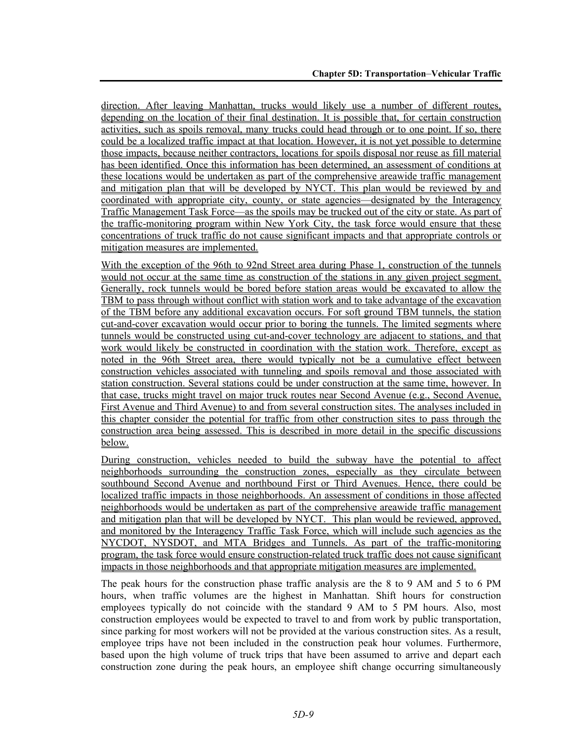direction. After leaving Manhattan, trucks would likely use a number of different routes, depending on the location of their final destination. It is possible that, for certain construction activities, such as spoils removal, many trucks could head through or to one point. If so, there could be a localized traffic impact at that location. However, it is not yet possible to determine those impacts, because neither contractors, locations for spoils disposal nor reuse as fill material has been identified. Once this information has been determined, an assessment of conditions at these locations would be undertaken as part of the comprehensive areawide traffic management and mitigation plan that will be developed by NYCT. This plan would be reviewed by and coordinated with appropriate city, county, or state agencies—designated by the Interagency Traffic Management Task Force—as the spoils may be trucked out of the city or state. As part of the traffic-monitoring program within New York City, the task force would ensure that these concentrations of truck traffic do not cause significant impacts and that appropriate controls or mitigation measures are implemented.

With the exception of the 96th to 92nd Street area during Phase 1, construction of the tunnels would not occur at the same time as construction of the stations in any given project segment. Generally, rock tunnels would be bored before station areas would be excavated to allow the TBM to pass through without conflict with station work and to take advantage of the excavation of the TBM before any additional excavation occurs. For soft ground TBM tunnels, the station cut-and-cover excavation would occur prior to boring the tunnels. The limited segments where tunnels would be constructed using cut-and-cover technology are adjacent to stations, and that work would likely be constructed in coordination with the station work. Therefore, except as noted in the 96th Street area, there would typically not be a cumulative effect between construction vehicles associated with tunneling and spoils removal and those associated with station construction. Several stations could be under construction at the same time, however. In that case, trucks might travel on major truck routes near Second Avenue (e.g., Second Avenue, First Avenue and Third Avenue) to and from several construction sites. The analyses included in this chapter consider the potential for traffic from other construction sites to pass through the construction area being assessed. This is described in more detail in the specific discussions below.

During construction, vehicles needed to build the subway have the potential to affect neighborhoods surrounding the construction zones, especially as they circulate between southbound Second Avenue and northbound First or Third Avenues. Hence, there could be localized traffic impacts in those neighborhoods. An assessment of conditions in those affected neighborhoods would be undertaken as part of the comprehensive areawide traffic management and mitigation plan that will be developed by NYCT. This plan would be reviewed, approved, and monitored by the Interagency Traffic Task Force, which will include such agencies as the NYCDOT, NYSDOT, and MTA Bridges and Tunnels. As part of the traffic-monitoring program, the task force would ensure construction-related truck traffic does not cause significant impacts in those neighborhoods and that appropriate mitigation measures are implemented.

The peak hours for the construction phase traffic analysis are the 8 to 9 AM and 5 to 6 PM hours, when traffic volumes are the highest in Manhattan. Shift hours for construction employees typically do not coincide with the standard 9 AM to 5 PM hours. Also, most construction employees would be expected to travel to and from work by public transportation, since parking for most workers will not be provided at the various construction sites. As a result, employee trips have not been included in the construction peak hour volumes. Furthermore, based upon the high volume of truck trips that have been assumed to arrive and depart each construction zone during the peak hours, an employee shift change occurring simultaneously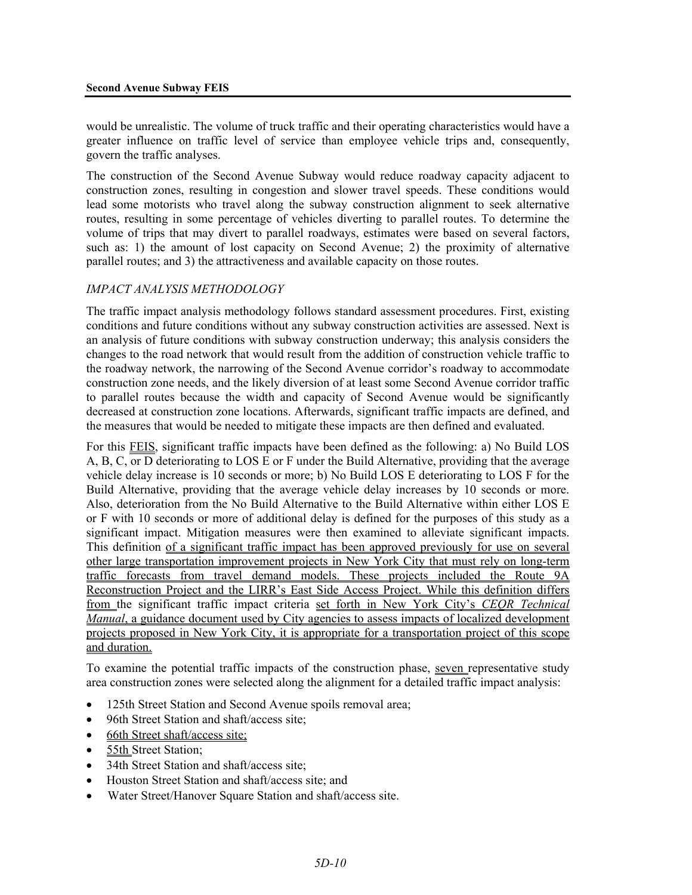would be unrealistic. The volume of truck traffic and their operating characteristics would have a greater influence on traffic level of service than employee vehicle trips and, consequently, govern the traffic analyses.

The construction of the Second Avenue Subway would reduce roadway capacity adjacent to construction zones, resulting in congestion and slower travel speeds. These conditions would lead some motorists who travel along the subway construction alignment to seek alternative routes, resulting in some percentage of vehicles diverting to parallel routes. To determine the volume of trips that may divert to parallel roadways, estimates were based on several factors, such as: 1) the amount of lost capacity on Second Avenue; 2) the proximity of alternative parallel routes; and 3) the attractiveness and available capacity on those routes.

*IMPACT ANALYSIS METHODOLOGY*

The traffic impact analysis methodology follows standard assessment procedures. First, existing conditions and future conditions without any subway construction activities are assessed. Next is an analysis of future conditions with subway construction underway; this analysis considers the changes to the road network that would result from the addition of construction vehicle traffic to the roadway network, the narrowing of the Second Avenue corridor's roadway to accommodate construction zone needs, and the likely diversion of at least some Second Avenue corridor traffic to parallel routes because the width and capacity of Second Avenue would be significantly decreased at construction zone locations. Afterwards, significant traffic impacts are defined, and the measures that would be needed to mitigate these impacts are then defined and evaluated.

For this FEIS, significant traffic impacts have been defined as the following: a) No Build LOS A, B, C, or D deteriorating to LOS E or F under the Build Alternative, providing that the average vehicle delay increase is 10 seconds or more; b) No Build LOS E deteriorating to LOS F for the Build Alternative, providing that the average vehicle delay increases by 10 seconds or more. Also, deterioration from the No Build Alternative to the Build Alternative within either LOS E or F with 10 seconds or more of additional delay is defined for the purposes of this study as a significant impact. Mitigation measures were then examined to alleviate significant impacts. This definition of a significant traffic impact has been approved previously for use on several other large transportation improvement projects in New York City that must rely on long-term traffic forecasts from travel demand models. These projects included the Route 9A Reconstruction Project and the LIRR's East Side Access Project. While this definition differs from the significant traffic impact criteria set forth in New York City's *CEQR Technical Manual*, a guidance document used by City agencies to assess impacts of localized development projects proposed in New York City, it is appropriate for a transportation project of this scope and duration.

To examine the potential traffic impacts of the construction phase, seven representative study area construction zones were selected along the alignment for a detailed traffic impact analysis:

- 125th Street Station and Second Avenue spoils removal area;
- 96th Street Station and shaft/access site;
- 66th Street shaft/access site;
- 55th Street Station;
- 34th Street Station and shaft/access site;
- Houston Street Station and shaft/access site; and
- Water Street/Hanover Square Station and shaft/access site.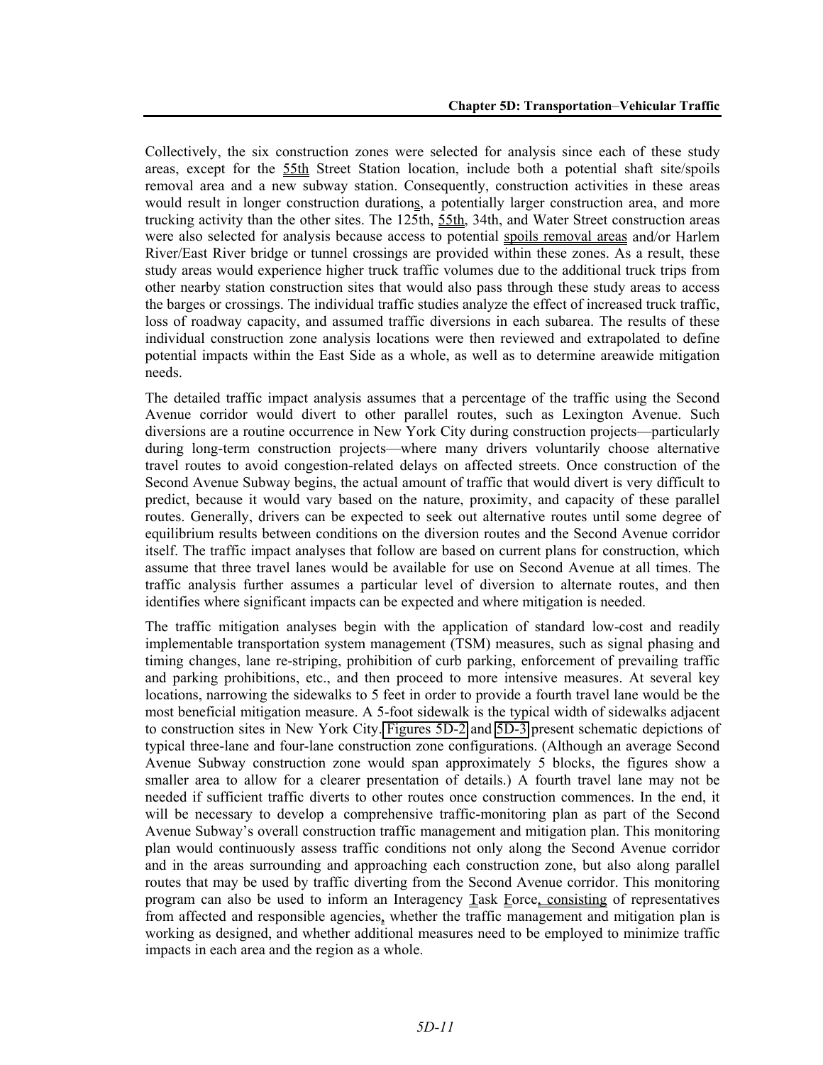Collectively, the six construction zones were selected for analysis since each of these study areas, except for the 55th Street Station location, include both a potential shaft site/spoils removal area and a new subway station. Consequently, construction activities in these areas would result in longer construction durations, a potentially larger construction area, and more trucking activity than the other sites. The 125th, 55th, 34th, and Water Street construction areas were also selected for analysis because access to potential spoils removal areas and/or Harlem River/East River bridge or tunnel crossings are provided within these zones. As a result, these study areas would experience higher truck traffic volumes due to the additional truck trips from other nearby station construction sites that would also pass through these study areas to access the barges or crossings. The individual traffic studies analyze the effect of increased truck traffic, loss of roadway capacity, and assumed traffic diversions in each subarea. The results of these individual construction zone analysis locations were then reviewed and extrapolated to define potential impacts within the East Side as a whole, as well as to determine areawide mitigation needs.

The detailed traffic impact analysis assumes that a percentage of the traffic using the Second Avenue corridor would divert to other parallel routes, such as Lexington Avenue. Such diversions are a routine occurrence in New York City during construction projects—particularly during long-term construction projects—where many drivers voluntarily choose alternative travel routes to avoid congestion-related delays on affected streets. Once construction of the Second Avenue Subway begins, the actual amount of traffic that would divert is very difficult to predict, because it would vary based on the nature, proximity, and capacity of these parallel routes. Generally, drivers can be expected to seek out alternative routes until some degree of equilibrium results between conditions on the diversion routes and the Second Avenue corridor itself. The traffic impact analyses that follow are based on current plans for construction, which assume that three travel lanes would be available for use on Second Avenue at all times. The traffic analysis further assumes a particular level of diversion to alternate routes, and then identifies where significant impacts can be expected and where mitigation is needed.

The traffic mitigation analyses begin with the application of standard low-cost and readily implementable transportation system management (TSM) measures, such as signal phasing and timing changes, lane re-striping, prohibition of curb parking, enforcement of prevailing traffic and parking prohibitions, etc., and then proceed to more intensive measures. At several key locations, narrowing the sidewalks to 5 feet in order to provide a fourth travel lane would be the most beneficial mitigation measure. A 5-foot sidewalk is the typical width of sidewalks adjacent to construction sites in New York City. Figures 5D-2 and 5D-3 present schematic depictions of typical three-lane and four-lane construction zone configurations. (Although an average Second Avenue Subway construction zone would span approximately 5 blocks, the figures show a smaller area to allow for a clearer presentation of details.) A fourth travel lane may not be needed if sufficient traffic diverts to other routes once construction commences. In the end, it will be necessary to develop a comprehensive traffic-monitoring plan as part of the Second Avenue Subway's overall construction traffic management and mitigation plan. This monitoring plan would continuously assess traffic conditions not only along the Second Avenue corridor and in the areas surrounding and approaching each construction zone, but also along parallel routes that may be used by traffic diverting from the Second Avenue corridor. This monitoring program can also be used to inform an Interagency Task Force, consisting of representatives from affected and responsible agencies, whether the traffic management and mitigation plan is working as designed, and whether additional measures need to be employed to minimize traffic impacts in each area and the region as a whole.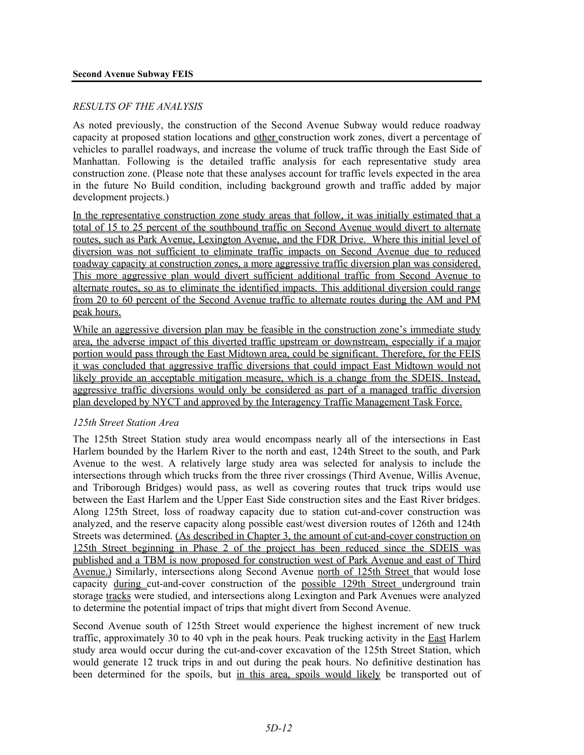*RESULTS OF THE ANALYSIS*

As noted previously, the construction of the Second Avenue Subway would reduce roadway capacity at proposed station locations and other construction work zones, divert a percentage of vehicles to parallel roadways, and increase the volume of truck traffic through the East Side of Manhattan. Following is the detailed traffic analysis for each representative study area construction zone. (Please note that these analyses account for traffic levels expected in the area in the future No Build condition, including background growth and traffic added by major development projects.)

In the representative construction zone study areas that follow, it was initially estimated that a total of 15 to 25 percent of the southbound traffic on Second Avenue would divert to alternate routes, such as Park Avenue, Lexington Avenue, and the FDR Drive. Where this initial level of diversion was not sufficient to eliminate traffic impacts on Second Avenue due to reduced roadway capacity at construction zones, a more aggressive traffic diversion plan was considered. This more aggressive plan would divert sufficient additional traffic from Second Avenue to alternate routes, so as to eliminate the identified impacts. This additional diversion could range from 20 to 60 percent of the Second Avenue traffic to alternate routes during the AM and PM peak hours.

While an aggressive diversion plan may be feasible in the construction zone's immediate study area, the adverse impact of this diverted traffic upstream or downstream, especially if a major portion would pass through the East Midtown area, could be significant. Therefore, for the FEIS it was concluded that aggressive traffic diversions that could impact East Midtown would not likely provide an acceptable mitigation measure, which is a change from the SDEIS. Instead, aggressive traffic diversions would only be considered as part of a managed traffic diversion plan developed by NYCT and approved by the Interagency Traffic Management Task Force.

*125th Street Station Area*

The 125th Street Station study area would encompass nearly all of the intersections in East Harlem bounded by the Harlem River to the north and east, 124th Street to the south, and Park Avenue to the west. A relatively large study area was selected for analysis to include the intersections through which trucks from the three river crossings (Third Avenue, Willis Avenue, and Triborough Bridges) would pass, as well as covering routes that truck trips would use between the East Harlem and the Upper East Side construction sites and the East River bridges. Along 125th Street, loss of roadway capacity due to station cut-and-cover construction was analyzed, and the reserve capacity along possible east/west diversion routes of 126th and 124th Streets was determined. (As described in Chapter 3, the amount of cut-and-cover construction on 125th Street beginning in Phase 2 of the project has been reduced since the SDEIS was published and a TBM is now proposed for construction west of Park Avenue and east of Third Avenue.) Similarly, intersections along Second Avenue north of 125th Street that would lose capacity during cut-and-cover construction of the possible 129th Street underground train storage tracks were studied, and intersections along Lexington and Park Avenues were analyzed to determine the potential impact of trips that might divert from Second Avenue.

Second Avenue south of 125th Street would experience the highest increment of new truck traffic, approximately 30 to 40 vph in the peak hours. Peak trucking activity in the East Harlem study area would occur during the cut-and-cover excavation of the 125th Street Station, which would generate 12 truck trips in and out during the peak hours. No definitive destination has been determined for the spoils, but in this area, spoils would likely be transported out of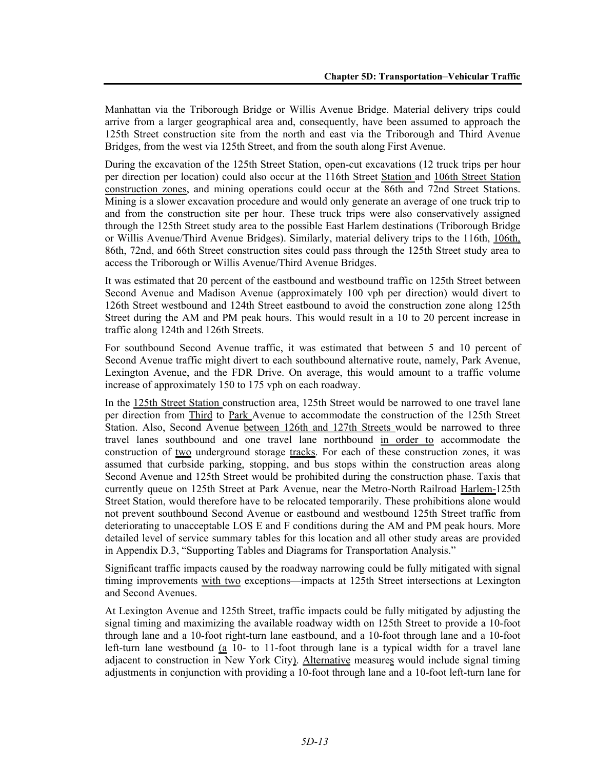Manhattan via the Triborough Bridge or Willis Avenue Bridge. Material delivery trips could arrive from a larger geographical area and, consequently, have been assumed to approach the 125th Street construction site from the north and east via the Triborough and Third Avenue Bridges, from the west via 125th Street, and from the south along First Avenue.

During the excavation of the 125th Street Station, open-cut excavations (12 truck trips per hour per direction per location) could also occur at the 116th Street Station and 106th Street Station construction zones, and mining operations could occur at the 86th and 72nd Street Stations. Mining is a slower excavation procedure and would only generate an average of one truck trip to and from the construction site per hour. These truck trips were also conservatively assigned through the 125th Street study area to the possible East Harlem destinations (Triborough Bridge or Willis Avenue/Third Avenue Bridges). Similarly, material delivery trips to the 116th, 106th, 86th, 72nd, and 66th Street construction sites could pass through the 125th Street study area to access the Triborough or Willis Avenue/Third Avenue Bridges.

It was estimated that 20 percent of the eastbound and westbound traffic on 125th Street between Second Avenue and Madison Avenue (approximately 100 vph per direction) would divert to 126th Street westbound and 124th Street eastbound to avoid the construction zone along 125th Street during the AM and PM peak hours. This would result in a 10 to 20 percent increase in traffic along 124th and 126th Streets.

For southbound Second Avenue traffic, it was estimated that between 5 and 10 percent of Second Avenue traffic might divert to each southbound alternative route, namely, Park Avenue, Lexington Avenue, and the FDR Drive. On average, this would amount to a traffic volume increase of approximately 150 to 175 vph on each roadway.

In the 125th Street Station construction area, 125th Street would be narrowed to one travel lane per direction from Third to Park Avenue to accommodate the construction of the 125th Street Station. Also, Second Avenue between 126th and 127th Streets would be narrowed to three travel lanes southbound and one travel lane northbound in order to accommodate the construction of two underground storage tracks. For each of these construction zones, it was assumed that curbside parking, stopping, and bus stops within the construction areas along Second Avenue and 125th Street would be prohibited during the construction phase. Taxis that currently queue on 125th Street at Park Avenue, near the Metro-North Railroad Harlem-125th Street Station, would therefore have to be relocated temporarily. These prohibitions alone would not prevent southbound Second Avenue or eastbound and westbound 125th Street traffic from deteriorating to unacceptable LOS E and F conditions during the AM and PM peak hours. More detailed level of service summary tables for this location and all other study areas are provided in Appendix D.3, "Supporting Tables and Diagrams for Transportation Analysis."

Significant traffic impacts caused by the roadway narrowing could be fully mitigated with signal timing improvements with two exceptions—impacts at 125th Street intersections at Lexington and Second Avenues.

At Lexington Avenue and 125th Street, traffic impacts could be fully mitigated by adjusting the signal timing and maximizing the available roadway width on 125th Street to provide a 10-foot through lane and a 10-foot right-turn lane eastbound, and a 10-foot through lane and a 10-foot left-turn lane westbound (a 10- to 11-foot through lane is a typical width for a travel lane adjacent to construction in New York City). Alternative measures would include signal timing adjustments in conjunction with providing a 10-foot through lane and a 10-foot left-turn lane for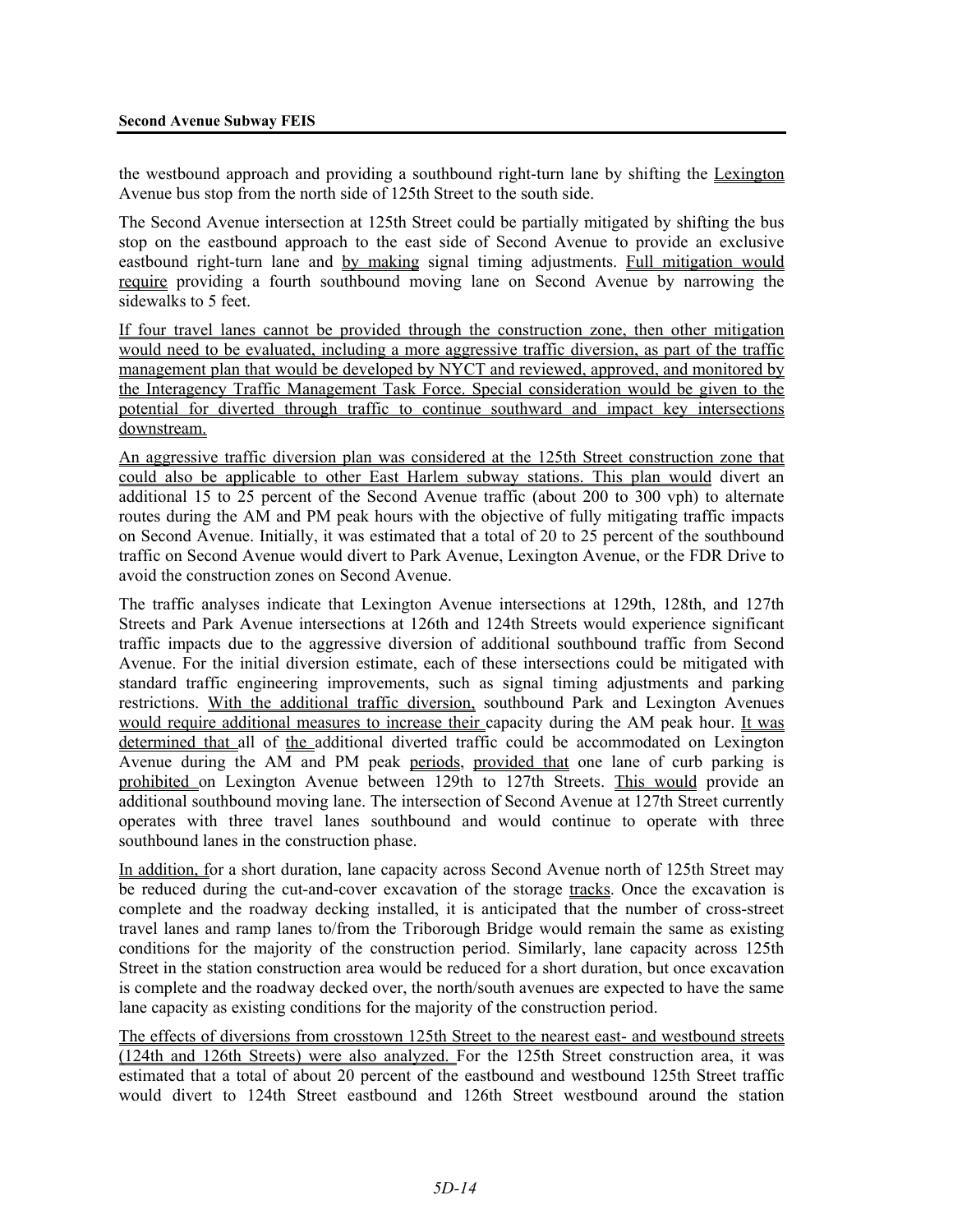the westbound approach and providing a southbound right-turn lane by shifting the Lexington Avenue bus stop from the north side of 125th Street to the south side.

The Second Avenue intersection at 125th Street could be partially mitigated by shifting the bus stop on the eastbound approach to the east side of Second Avenue to provide an exclusive eastbound right-turn lane and by making signal timing adjustments. Full mitigation would require providing a fourth southbound moving lane on Second Avenue by narrowing the sidewalks to 5 feet.

If four travel lanes cannot be provided through the construction zone, then other mitigation would need to be evaluated, including a more aggressive traffic diversion, as part of the traffic management plan that would be developed by NYCT and reviewed, approved, and monitored by the Interagency Traffic Management Task Force. Special consideration would be given to the potential for diverted through traffic to continue southward and impact key intersections downstream.

An aggressive traffic diversion plan was considered at the 125th Street construction zone that could also be applicable to other East Harlem subway stations. This plan would divert an additional 15 to 25 percent of the Second Avenue traffic (about 200 to 300 vph) to alternate routes during the AM and PM peak hours with the objective of fully mitigating traffic impacts on Second Avenue. Initially, it was estimated that a total of 20 to 25 percent of the southbound traffic on Second Avenue would divert to Park Avenue, Lexington Avenue, or the FDR Drive to avoid the construction zones on Second Avenue.

The traffic analyses indicate that Lexington Avenue intersections at 129th, 128th, and 127th Streets and Park Avenue intersections at 126th and 124th Streets would experience significant traffic impacts due to the aggressive diversion of additional southbound traffic from Second Avenue. For the initial diversion estimate, each of these intersections could be mitigated with standard traffic engineering improvements, such as signal timing adjustments and parking restrictions. With the additional traffic diversion, southbound Park and Lexington Avenues would require additional measures to increase their capacity during the AM peak hour. It was determined that all of the additional diverted traffic could be accommodated on Lexington Avenue during the AM and PM peak periods, provided that one lane of curb parking is prohibited on Lexington Avenue between 129th to 127th Streets. This would provide an additional southbound moving lane. The intersection of Second Avenue at 127th Street currently operates with three travel lanes southbound and would continue to operate with three southbound lanes in the construction phase.

In addition, for a short duration, lane capacity across Second Avenue north of 125th Street may be reduced during the cut-and-cover excavation of the storage tracks. Once the excavation is complete and the roadway decking installed, it is anticipated that the number of cross-street travel lanes and ramp lanes to/from the Triborough Bridge would remain the same as existing conditions for the majority of the construction period. Similarly, lane capacity across 125th Street in the station construction area would be reduced for a short duration, but once excavation is complete and the roadway decked over, the north/south avenues are expected to have the same lane capacity as existing conditions for the majority of the construction period.

The effects of diversions from crosstown 125th Street to the nearest east- and westbound streets (124th and 126th Streets) were also analyzed. For the 125th Street construction area, it was estimated that a total of about 20 percent of the eastbound and westbound 125th Street traffic would divert to 124th Street eastbound and 126th Street westbound around the station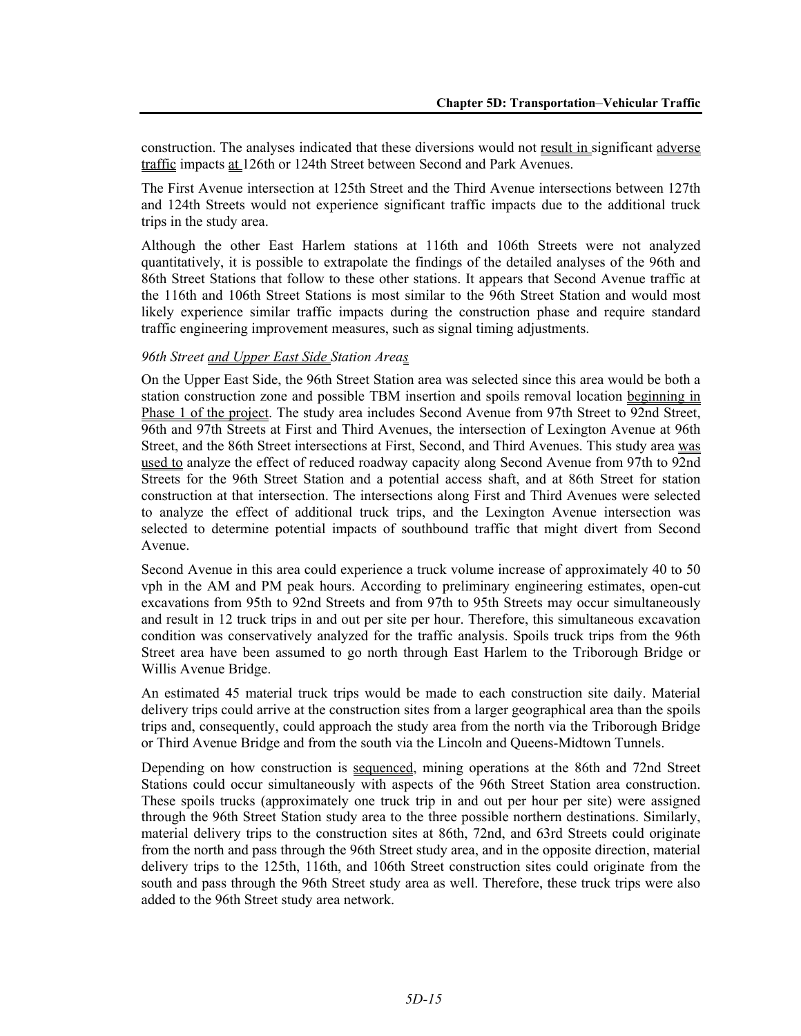construction. The analyses indicated that these diversions would not result in significant adverse traffic impacts at 126th or 124th Street between Second and Park Avenues.

The First Avenue intersection at 125th Street and the Third Avenue intersections between 127th and 124th Streets would not experience significant traffic impacts due to the additional truck trips in the study area.

Although the other East Harlem stations at 116th and 106th Streets were not analyzed quantitatively, it is possible to extrapolate the findings of the detailed analyses of the 96th and 86th Street Stations that follow to these other stations. It appears that Second Avenue traffic at the 116th and 106th Street Stations is most similar to the 96th Street Station and would most likely experience similar traffic impacts during the construction phase and require standard traffic engineering improvement measures, such as signal timing adjustments.

*96th Street and Upper East Side Station Areas*

On the Upper East Side, the 96th Street Station area was selected since this area would be both a station construction zone and possible TBM insertion and spoils removal location beginning in Phase 1 of the project. The study area includes Second Avenue from 97th Street to 92nd Street, 96th and 97th Streets at First and Third Avenues, the intersection of Lexington Avenue at 96th Street, and the 86th Street intersections at First, Second, and Third Avenues. This study area was used to analyze the effect of reduced roadway capacity along Second Avenue from 97th to 92nd Streets for the 96th Street Station and a potential access shaft, and at 86th Street for station construction at that intersection. The intersections along First and Third Avenues were selected to analyze the effect of additional truck trips, and the Lexington Avenue intersection was selected to determine potential impacts of southbound traffic that might divert from Second Avenue.

Second Avenue in this area could experience a truck volume increase of approximately 40 to 50 vph in the AM and PM peak hours. According to preliminary engineering estimates, open-cut excavations from 95th to 92nd Streets and from 97th to 95th Streets may occur simultaneously and result in 12 truck trips in and out per site per hour. Therefore, this simultaneous excavation condition was conservatively analyzed for the traffic analysis. Spoils truck trips from the 96th Street area have been assumed to go north through East Harlem to the Triborough Bridge or Willis Avenue Bridge.

An estimated 45 material truck trips would be made to each construction site daily. Material delivery trips could arrive at the construction sites from a larger geographical area than the spoils trips and, consequently, could approach the study area from the north via the Triborough Bridge or Third Avenue Bridge and from the south via the Lincoln and Queens-Midtown Tunnels.

Depending on how construction is sequenced, mining operations at the 86th and 72nd Street Stations could occur simultaneously with aspects of the 96th Street Station area construction. These spoils trucks (approximately one truck trip in and out per hour per site) were assigned through the 96th Street Station study area to the three possible northern destinations. Similarly, material delivery trips to the construction sites at 86th, 72nd, and 63rd Streets could originate from the north and pass through the 96th Street study area, and in the opposite direction, material delivery trips to the 125th, 116th, and 106th Street construction sites could originate from the south and pass through the 96th Street study area as well. Therefore, these truck trips were also added to the 96th Street study area network.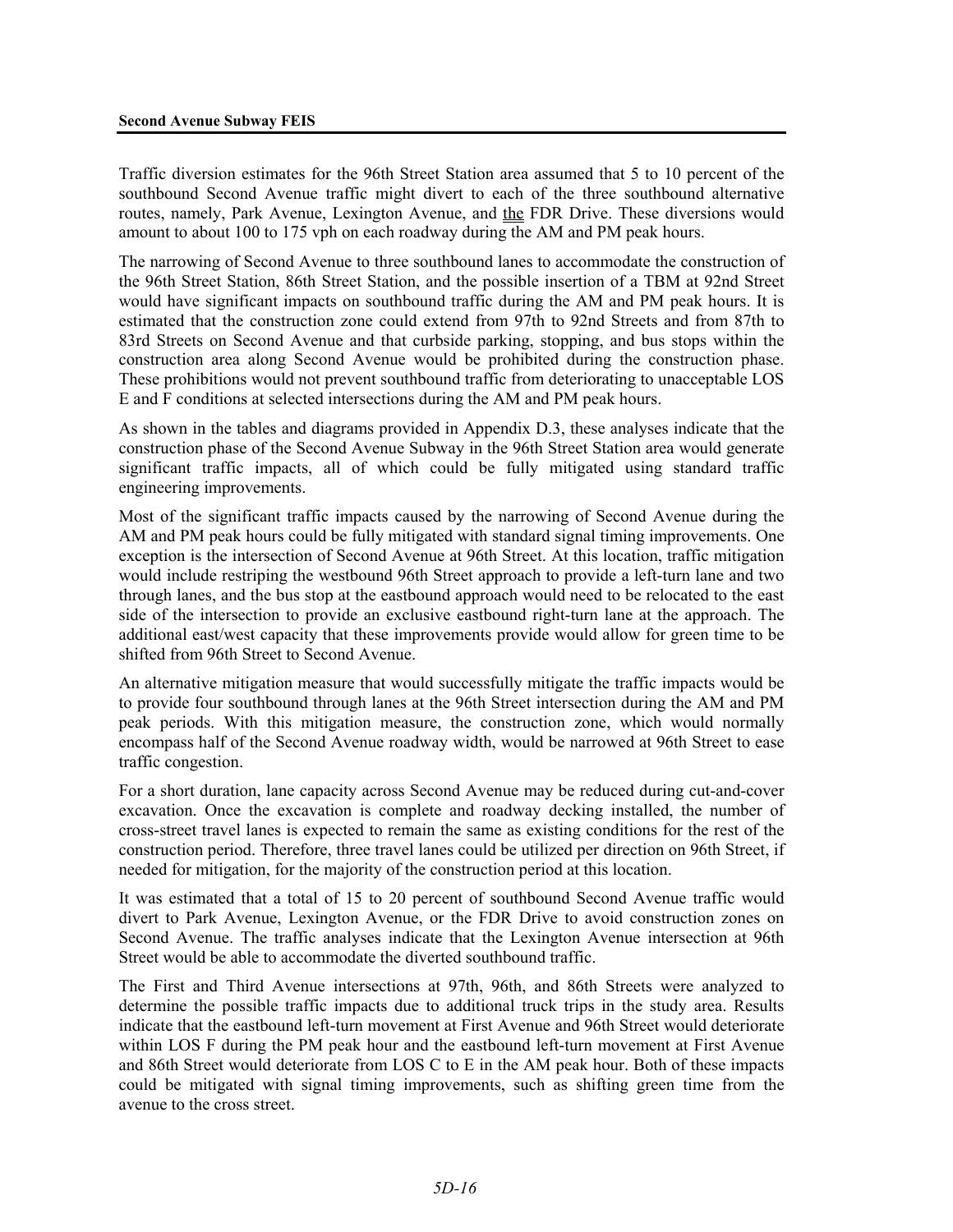Traffic diversion estimates for the 96th Street Station area assumed that 5 to 10 percent of the southbound Second Avenue traffic might divert to each of the three southbound alternative routes, namely, Park Avenue, Lexington Avenue, and the FDR Drive. These diversions would amount to about 100 to 175 vph on each roadway during the AM and PM peak hours.

The narrowing of Second Avenue to three southbound lanes to accommodate the construction of the 96th Street Station, 86th Street Station, and the possible insertion of a TBM at 92nd Street would have significant impacts on southbound traffic during the AM and PM peak hours. It is estimated that the construction zone could extend from 97th to 92nd Streets and from 87th to 83rd Streets on Second Avenue and that curbside parking, stopping, and bus stops within the construction area along Second Avenue would be prohibited during the construction phase. These prohibitions would not prevent southbound traffic from deteriorating to unacceptable LOS E and F conditions at selected intersections during the AM and PM peak hours.

As shown in the tables and diagrams provided in Appendix D.3, these analyses indicate that the construction phase of the Second Avenue Subway in the 96th Street Station area would generate significant traffic impacts, all of which could be fully mitigated using standard traffic engineering improvements.

Most of the significant traffic impacts caused by the narrowing of Second Avenue during the AM and PM peak hours could be fully mitigated with standard signal timing improvements. One exception is the intersection of Second Avenue at 96th Street. At this location, traffic mitigation would include restriping the westbound 96th Street approach to provide a left-turn lane and two through lanes, and the bus stop at the eastbound approach would need to be relocated to the east side of the intersection to provide an exclusive eastbound right-turn lane at the approach. The additional east/west capacity that these improvements provide would allow for green time to be shifted from 96th Street to Second Avenue.

An alternative mitigation measure that would successfully mitigate the traffic impacts would be to provide four southbound through lanes at the 96th Street intersection during the AM and PM peak periods. With this mitigation measure, the construction zone, which would normally encompass half of the Second Avenue roadway width, would be narrowed at 96th Street to ease traffic congestion.

For a short duration, lane capacity across Second Avenue may be reduced during cut-and-cover excavation. Once the excavation is complete and roadway decking installed, the number of cross-street travel lanes is expected to remain the same as existing conditions for the rest of the construction period. Therefore, three travel lanes could be utilized per direction on 96th Street, if needed for mitigation, for the majority of the construction period at this location.

It was estimated that a total of 15 to 20 percent of southbound Second Avenue traffic would divert to Park Avenue, Lexington Avenue, or the FDR Drive to avoid construction zones on Second Avenue. The traffic analyses indicate that the Lexington Avenue intersection at 96th Street would be able to accommodate the diverted southbound traffic.

The First and Third Avenue intersections at 97th, 96th, and 86th Streets were analyzed to determine the possible traffic impacts due to additional truck trips in the study area. Results indicate that the eastbound left-turn movement at First Avenue and 96th Street would deteriorate within LOS F during the PM peak hour and the eastbound left-turn movement at First Avenue and 86th Street would deteriorate from LOS C to E in the AM peak hour. Both of these impacts could be mitigated with signal timing improvements, such as shifting green time from the avenue to the cross street.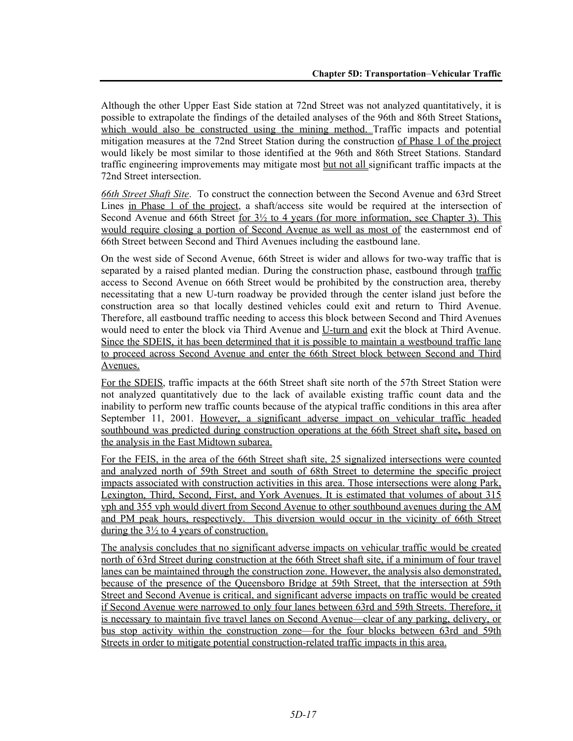Although the other Upper East Side station at 72nd Street was not analyzed quantitatively, it is possible to extrapolate the findings of the detailed analyses of the 96th and 86th Street Stations, which would also be constructed using the mining method. Traffic impacts and potential mitigation measures at the 72nd Street Station during the construction of Phase 1 of the project would likely be most similar to those identified at the 96th and 86th Street Stations. Standard traffic engineering improvements may mitigate most but not all significant traffic impacts at the 72nd Street intersection.

*66th Street Shaft Site*. To construct the connection between the Second Avenue and 63rd Street Lines in Phase 1 of the project, a shaft/access site would be required at the intersection of Second Avenue and 66th Street for 3½ to 4 years (for more information, see Chapter 3). This would require closing a portion of Second Avenue as well as most of the easternmost end of 66th Street between Second and Third Avenues including the eastbound lane.

On the west side of Second Avenue, 66th Street is wider and allows for two-way traffic that is separated by a raised planted median. During the construction phase, eastbound through traffic access to Second Avenue on 66th Street would be prohibited by the construction area, thereby necessitating that a new U-turn roadway be provided through the center island just before the construction area so that locally destined vehicles could exit and return to Third Avenue. Therefore, all eastbound traffic needing to access this block between Second and Third Avenues would need to enter the block via Third Avenue and U-turn and exit the block at Third Avenue. Since the SDEIS, it has been determined that it is possible to maintain a westbound traffic lane to proceed across Second Avenue and enter the 66th Street block between Second and Third Avenues.

For the SDEIS, traffic impacts at the 66th Street shaft site north of the 57th Street Station were not analyzed quantitatively due to the lack of available existing traffic count data and the inability to perform new traffic counts because of the atypical traffic conditions in this area after September 11, 2001. However, a significant adverse impact on vehicular traffic headed southbound was predicted during construction operations at the 66th Street shaft site, based on the analysis in the East Midtown subarea.

For the FEIS, in the area of the 66th Street shaft site, 25 signalized intersections were counted and analyzed north of 59th Street and south of 68th Street to determine the specific project impacts associated with construction activities in this area. Those intersections were along Park, Lexington, Third, Second, First, and York Avenues. It is estimated that volumes of about 315 vph and 355 vph would divert from Second Avenue to other southbound avenues during the AM and PM peak hours, respectively. This diversion would occur in the vicinity of 66th Street during the 3½ to 4 years of construction.

The analysis concludes that no significant adverse impacts on vehicular traffic would be created north of 63rd Street during construction at the 66th Street shaft site, if a minimum of four travel lanes can be maintained through the construction zone. However, the analysis also demonstrated, because of the presence of the Queensboro Bridge at 59th Street, that the intersection at 59th Street and Second Avenue is critical, and significant adverse impacts on traffic would be created if Second Avenue were narrowed to only four lanes between 63rd and 59th Streets. Therefore, it is necessary to maintain five travel lanes on Second Avenue—clear of any parking, delivery, or bus stop activity within the construction zone—for the four blocks between 63rd and 59th Streets in order to mitigate potential construction-related traffic impacts in this area.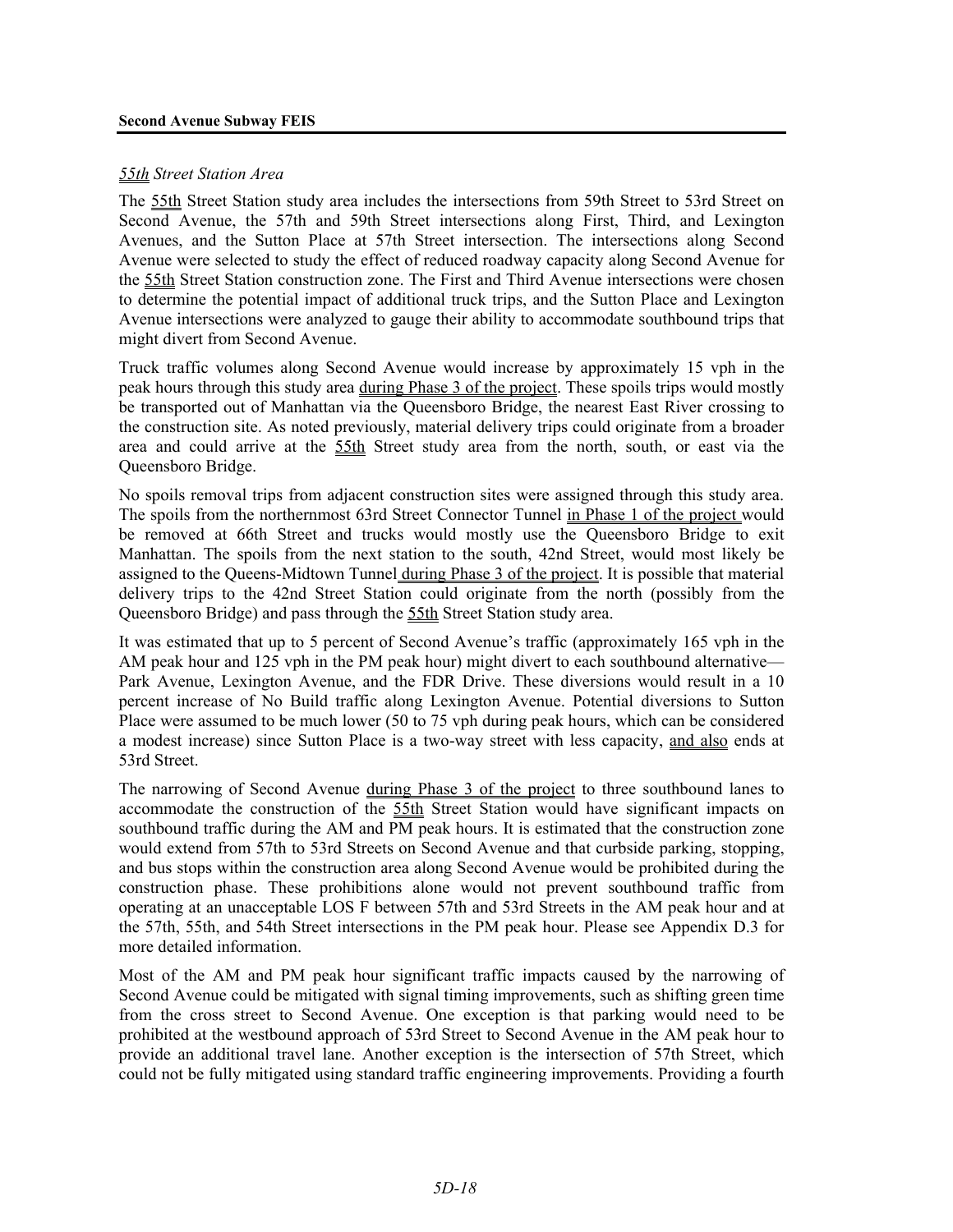### *55th Street Station Area*

The 55th Street Station study area includes the intersections from 59th Street to 53rd Street on Second Avenue, the 57th and 59th Street intersections along First, Third, and Lexington Avenues, and the Sutton Place at 57th Street intersection. The intersections along Second Avenue were selected to study the effect of reduced roadway capacity along Second Avenue for the 55th Street Station construction zone. The First and Third Avenue intersections were chosen to determine the potential impact of additional truck trips, and the Sutton Place and Lexington Avenue intersections were analyzed to gauge their ability to accommodate southbound trips that might divert from Second Avenue.

Truck traffic volumes along Second Avenue would increase by approximately 15 vph in the peak hours through this study area during Phase 3 of the project. These spoils trips would mostly be transported out of Manhattan via the Queensboro Bridge, the nearest East River crossing to the construction site. As noted previously, material delivery trips could originate from a broader area and could arrive at the 55th Street study area from the north, south, or east via the Queensboro Bridge.

No spoils removal trips from adjacent construction sites were assigned through this study area. The spoils from the northernmost 63rd Street Connector Tunnel in Phase 1 of the project would be removed at 66th Street and trucks would mostly use the Queensboro Bridge to exit Manhattan. The spoils from the next station to the south, 42nd Street, would most likely be assigned to the Queens-Midtown Tunnel during Phase 3 of the project. It is possible that material delivery trips to the 42nd Street Station could originate from the north (possibly from the Queensboro Bridge) and pass through the 55th Street Station study area.

It was estimated that up to 5 percent of Second Avenue's traffic (approximately 165 vph in the AM peak hour and 125 vph in the PM peak hour) might divert to each southbound alternative—Park Avenue, Lexington Avenue, and the FDR Drive. These diversions would result in a 10 percent increase of No Build traffic along Lexington Avenue. Potential diversions to Sutton Place were assumed to be much lower (50 to 75 vph during peak hours, which can be considered a modest increase) since Sutton Place is a two-way street with less capacity, and also ends at 53rd Street.

The narrowing of Second Avenue during Phase 3 of the project to three southbound lanes to accommodate the construction of the 55th Street Station would have significant impacts on southbound traffic during the AM and PM peak hours. It is estimated that the construction zone would extend from 57th to 53rd Streets on Second Avenue and that curbside parking, stopping, and bus stops within the construction area along Second Avenue would be prohibited during the construction phase. These prohibitions alone would not prevent southbound traffic from operating at an unacceptable LOS F between 57th and 53rd Streets in the AM peak hour and at the 57th, 55th, and 54th Street intersections in the PM peak hour. Please see Appendix D.3 for more detailed information.

Most of the AM and PM peak hour significant traffic impacts caused by the narrowing of Second Avenue could be mitigated with signal timing improvements, such as shifting green time from the cross street to Second Avenue. One exception is that parking would need to be prohibited at the westbound approach of 53rd Street to Second Avenue in the AM peak hour to provide an additional travel lane. Another exception is the intersection of 57th Street, which could not be fully mitigated using standard traffic engineering improvements. Providing a fourth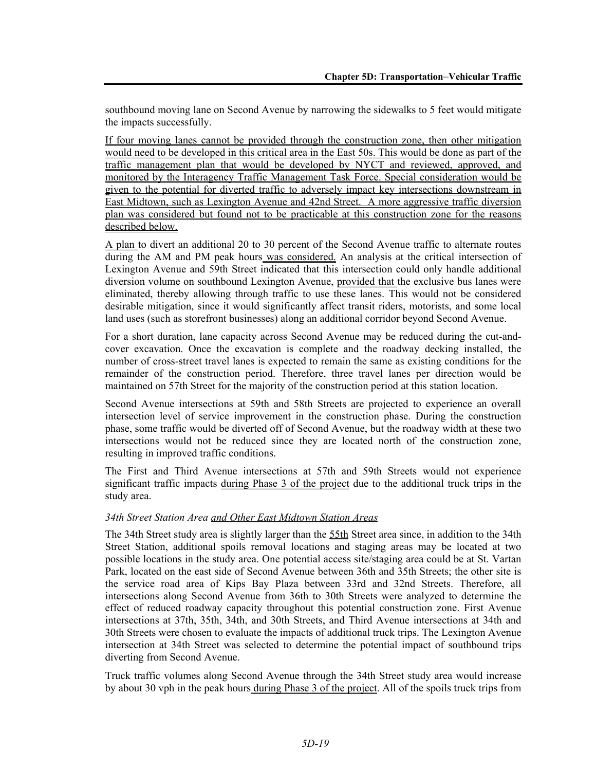southbound moving lane on Second Avenue by narrowing the sidewalks to 5 feet would mitigate the impacts successfully.

If four moving lanes cannot be provided through the construction zone, then other mitigation would need to be developed in this critical area in the East 50s. This would be done as part of the traffic management plan that would be developed by NYCT and reviewed, approved, and monitored by the Interagency Traffic Management Task Force. Special consideration would be given to the potential for diverted traffic to adversely impact key intersections downstream in East Midtown, such as Lexington Avenue and 42nd Street. A more aggressive traffic diversion plan was considered but found not to be practicable at this construction zone for the reasons described below.

A plan to divert an additional 20 to 30 percent of the Second Avenue traffic to alternate routes during the AM and PM peak hours was considered. An analysis at the critical intersection of Lexington Avenue and 59th Street indicated that this intersection could only handle additional diversion volume on southbound Lexington Avenue, provided that the exclusive bus lanes were eliminated, thereby allowing through traffic to use these lanes. This would not be considered desirable mitigation, since it would significantly affect transit riders, motorists, and some local land uses (such as storefront businesses) along an additional corridor beyond Second Avenue.

For a short duration, lane capacity across Second Avenue may be reduced during the cut-and-cover excavation. Once the excavation is complete and the roadway decking installed, the number of cross-street travel lanes is expected to remain the same as existing conditions for the remainder of the construction period. Therefore, three travel lanes per direction would be maintained on 57th Street for the majority of the construction period at this station location.

Second Avenue intersections at 59th and 58th Streets are projected to experience an overall intersection level of service improvement in the construction phase. During the construction phase, some traffic would be diverted off of Second Avenue, but the roadway width at these two intersections would not be reduced since they are located north of the construction zone, resulting in improved traffic conditions.

The First and Third Avenue intersections at 57th and 59th Streets would not experience significant traffic impacts during Phase 3 of the project due to the additional truck trips in the study area.

### *34th Street Station Area and Other East Midtown Station Areas*

The 34th Street study area is slightly larger than the 55th Street area since, in addition to the 34th Street Station, additional spoils removal locations and staging areas may be located at two possible locations in the study area. One potential access site/staging area could be at St. Vartan Park, located on the east side of Second Avenue between 36th and 35th Streets; the other site is the service road area of Kips Bay Plaza between 33rd and 32nd Streets. Therefore, all intersections along Second Avenue from 36th to 30th Streets were analyzed to determine the effect of reduced roadway capacity throughout this potential construction zone. First Avenue intersections at 37th, 35th, 34th, and 30th Streets, and Third Avenue intersections at 34th and 30th Streets were chosen to evaluate the impacts of additional truck trips. The Lexington Avenue intersection at 34th Street was selected to determine the potential impact of southbound trips diverting from Second Avenue.

Truck traffic volumes along Second Avenue through the 34th Street study area would increase by about 30 vph in the peak hours during Phase 3 of the project. All of the spoils truck trips from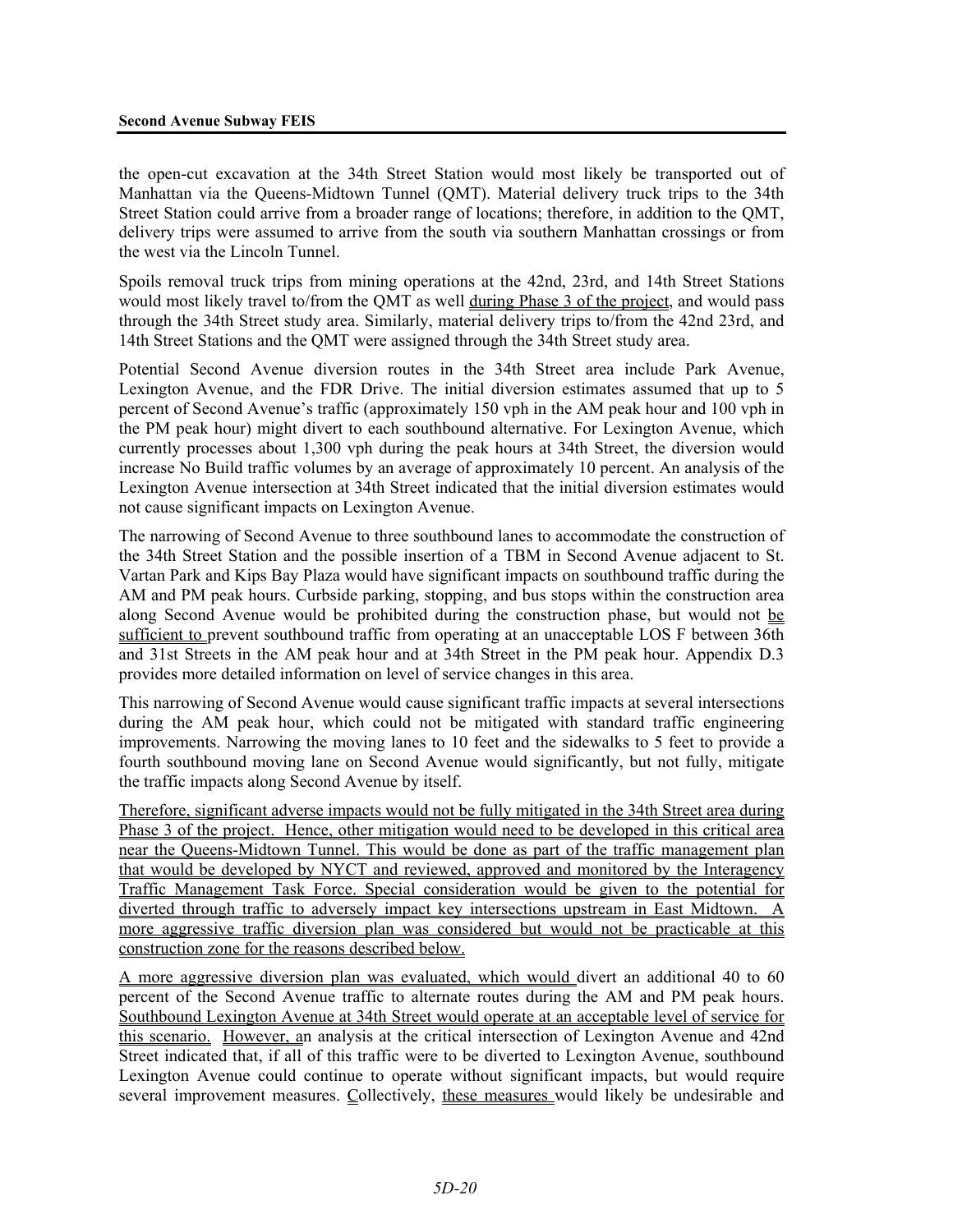the open-cut excavation at the 34th Street Station would most likely be transported out of Manhattan via the Queens-Midtown Tunnel (QMT). Material delivery truck trips to the 34th Street Station could arrive from a broader range of locations; therefore, in addition to the QMT, delivery trips were assumed to arrive from the south via southern Manhattan crossings or from the west via the Lincoln Tunnel.

Spoils removal truck trips from mining operations at the 42nd, 23rd, and 14th Street Stations would most likely travel to/from the QMT as well during Phase 3 of the project, and would pass through the 34th Street study area. Similarly, material delivery trips to/from the 42nd 23rd, and 14th Street Stations and the QMT were assigned through the 34th Street study area.

Potential Second Avenue diversion routes in the 34th Street area include Park Avenue, Lexington Avenue, and the FDR Drive. The initial diversion estimates assumed that up to 5 percent of Second Avenue's traffic (approximately 150 vph in the AM peak hour and 100 vph in the PM peak hour) might divert to each southbound alternative. For Lexington Avenue, which currently processes about 1,300 vph during the peak hours at 34th Street, the diversion would increase No Build traffic volumes by an average of approximately 10 percent. An analysis of the Lexington Avenue intersection at 34th Street indicated that the initial diversion estimates would not cause significant impacts on Lexington Avenue.

The narrowing of Second Avenue to three southbound lanes to accommodate the construction of the 34th Street Station and the possible insertion of a TBM in Second Avenue adjacent to St. Vartan Park and Kips Bay Plaza would have significant impacts on southbound traffic during the AM and PM peak hours. Curbside parking, stopping, and bus stops within the construction area along Second Avenue would be prohibited during the construction phase, but would not be sufficient to prevent southbound traffic from operating at an unacceptable LOS F between 36th and 31st Streets in the AM peak hour and at 34th Street in the PM peak hour. Appendix D.3 provides more detailed information on level of service changes in this area.

This narrowing of Second Avenue would cause significant traffic impacts at several intersections during the AM peak hour, which could not be mitigated with standard traffic engineering improvements. Narrowing the moving lanes to 10 feet and the sidewalks to 5 feet to provide a fourth southbound moving lane on Second Avenue would significantly, but not fully, mitigate the traffic impacts along Second Avenue by itself.

Therefore, significant adverse impacts would not be fully mitigated in the 34th Street area during Phase 3 of the project. Hence, other mitigation would need to be developed in this critical area near the Queens-Midtown Tunnel. This would be done as part of the traffic management plan that would be developed by NYCT and reviewed, approved and monitored by the Interagency Traffic Management Task Force. Special consideration would be given to the potential for diverted through traffic to adversely impact key intersections upstream in East Midtown. A more aggressive traffic diversion plan was considered but would not be practicable at this construction zone for the reasons described below.

A more aggressive diversion plan was evaluated, which would divert an additional 40 to 60 percent of the Second Avenue traffic to alternate routes during the AM and PM peak hours. Southbound Lexington Avenue at 34th Street would operate at an acceptable level of service for this scenario. However, an analysis at the critical intersection of Lexington Avenue and 42nd Street indicated that, if all of this traffic were to be diverted to Lexington Avenue, southbound Lexington Avenue could continue to operate without significant impacts, but would require several improvement measures. Collectively, these measures would likely be undesirable and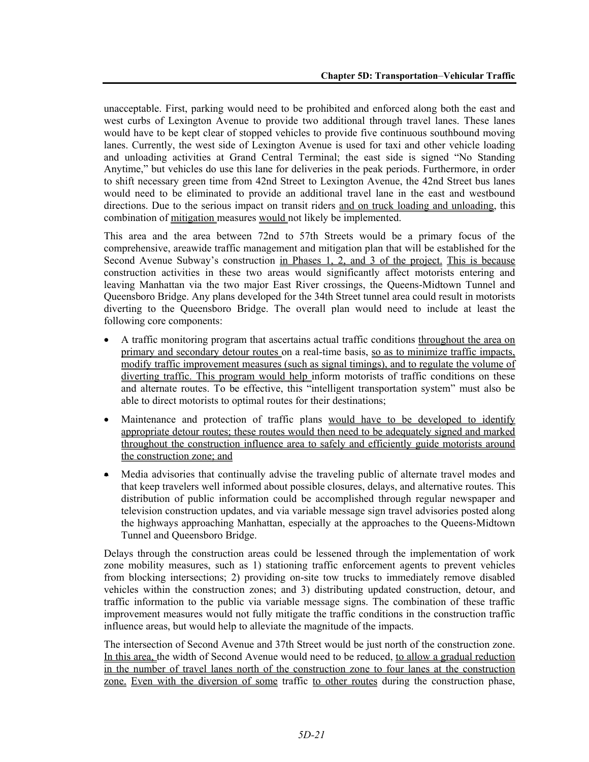unacceptable. First, parking would need to be prohibited and enforced along both the east and west curbs of Lexington Avenue to provide two additional through travel lanes. These lanes would have to be kept clear of stopped vehicles to provide five continuous southbound moving lanes. Currently, the west side of Lexington Avenue is used for taxi and other vehicle loading and unloading activities at Grand Central Terminal; the east side is signed "No Standing Anytime," but vehicles do use this lane for deliveries in the peak periods. Furthermore, in order to shift necessary green time from 42nd Street to Lexington Avenue, the 42nd Street bus lanes would need to be eliminated to provide an additional travel lane in the east and westbound directions. Due to the serious impact on transit riders and on truck loading and unloading, this combination of mitigation measures would not likely be implemented.

This area and the area between 72nd to 57th Streets would be a primary focus of the comprehensive, areawide traffic management and mitigation plan that will be established for the Second Avenue Subway's construction in Phases 1, 2, and 3 of the project. This is because construction activities in these two areas would significantly affect motorists entering and leaving Manhattan via the two major East River crossings, the Queens-Midtown Tunnel and Queensboro Bridge. Any plans developed for the 34th Street tunnel area could result in motorists diverting to the Queensboro Bridge. The overall plan would need to include at least the following core components:

- A traffic monitoring program that ascertains actual traffic conditions throughout the area on primary and secondary detour routes on a real-time basis, so as to minimize traffic impacts, modify traffic improvement measures (such as signal timings), and to regulate the volume of diverting traffic. This program would help inform motorists of traffic conditions on these and alternate routes. To be effective, this "intelligent transportation system" must also be able to direct motorists to optimal routes for their destinations;
- Maintenance and protection of traffic plans would have to be developed to identify appropriate detour routes; these routes would then need to be adequately signed and marked throughout the construction influence area to safely and efficiently guide motorists around the construction zone; and
- Media advisories that continually advise the traveling public of alternate travel modes and that keep travelers well informed about possible closures, delays, and alternative routes. This distribution of public information could be accomplished through regular newspaper and television construction updates, and via variable message sign travel advisories posted along the highways approaching Manhattan, especially at the approaches to the Queens-Midtown Tunnel and Queensboro Bridge.

Delays through the construction areas could be lessened through the implementation of work zone mobility measures, such as 1) stationing traffic enforcement agents to prevent vehicles from blocking intersections; 2) providing on-site tow trucks to immediately remove disabled vehicles within the construction zones; and 3) distributing updated construction, detour, and traffic information to the public via variable message signs. The combination of these traffic improvement measures would not fully mitigate the traffic conditions in the construction traffic influence areas, but would help to alleviate the magnitude of the impacts.

The intersection of Second Avenue and 37th Street would be just north of the construction zone. In this area, the width of Second Avenue would need to be reduced, to allow a gradual reduction in the number of travel lanes north of the construction zone to four lanes at the construction zone. Even with the diversion of some traffic to other routes during the construction phase,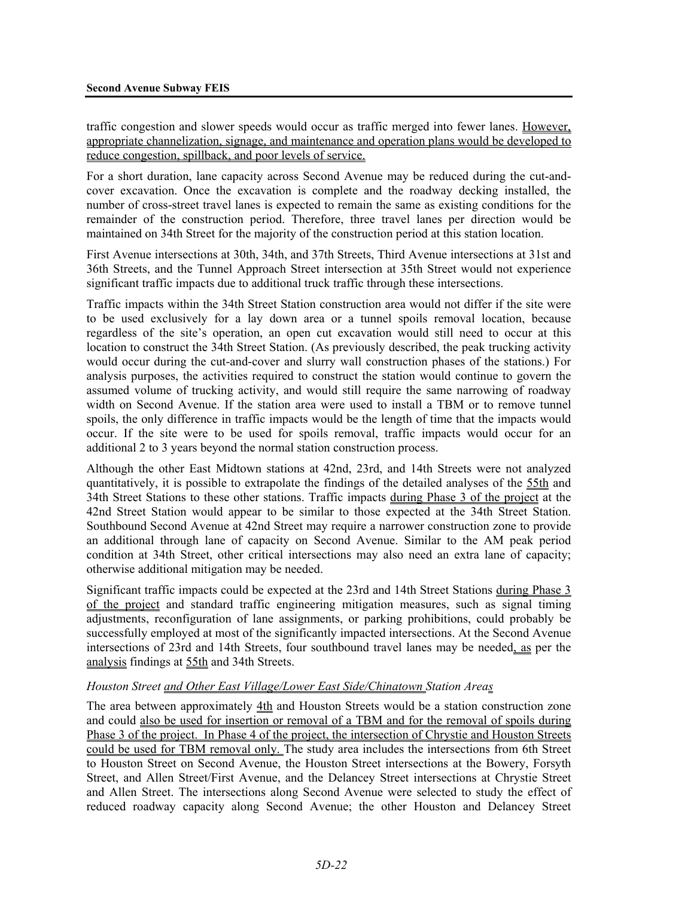traffic congestion and slower speeds would occur as traffic merged into fewer lanes. However, appropriate channelization, signage, and maintenance and operation plans would be developed to reduce congestion, spillback, and poor levels of service.

For a short duration, lane capacity across Second Avenue may be reduced during the cut-and-cover excavation. Once the excavation is complete and the roadway decking installed, the number of cross-street travel lanes is expected to remain the same as existing conditions for the remainder of the construction period. Therefore, three travel lanes per direction would be maintained on 34th Street for the majority of the construction period at this station location.

First Avenue intersections at 30th, 34th, and 37th Streets, Third Avenue intersections at 31st and 36th Streets, and the Tunnel Approach Street intersection at 35th Street would not experience significant traffic impacts due to additional truck traffic through these intersections.

Traffic impacts within the 34th Street Station construction area would not differ if the site were to be used exclusively for a lay down area or a tunnel spoils removal location, because regardless of the site's operation, an open cut excavation would still need to occur at this location to construct the 34th Street Station. (As previously described, the peak trucking activity would occur during the cut-and-cover and slurry wall construction phases of the stations.) For analysis purposes, the activities required to construct the station would continue to govern the assumed volume of trucking activity, and would still require the same narrowing of roadway width on Second Avenue. If the station area were used to install a TBM or to remove tunnel spoils, the only difference in traffic impacts would be the length of time that the impacts would occur. If the site were to be used for spoils removal, traffic impacts would occur for an additional 2 to 3 years beyond the normal station construction process.

Although the other East Midtown stations at 42nd, 23rd, and 14th Streets were not analyzed quantitatively, it is possible to extrapolate the findings of the detailed analyses of the 55th and 34th Street Stations to these other stations. Traffic impacts during Phase 3 of the project at the 42nd Street Station would appear to be similar to those expected at the 34th Street Station. Southbound Second Avenue at 42nd Street may require a narrower construction zone to provide an additional through lane of capacity on Second Avenue. Similar to the AM peak period condition at 34th Street, other critical intersections may also need an extra lane of capacity; otherwise additional mitigation may be needed.

Significant traffic impacts could be expected at the 23rd and 14th Street Stations during Phase 3 of the project and standard traffic engineering mitigation measures, such as signal timing adjustments, reconfiguration of lane assignments, or parking prohibitions, could probably be successfully employed at most of the significantly impacted intersections. At the Second Avenue intersections of 23rd and 14th Streets, four southbound travel lanes may be needed, as per the analysis findings at 55th and 34th Streets.

*Houston Street and Other East Village/Lower East Side/Chinatown Station Areas*

The area between approximately 4th and Houston Streets would be a station construction zone and could also be used for insertion or removal of a TBM and for the removal of spoils during Phase 3 of the project. In Phase 4 of the project, the intersection of Chrystie and Houston Streets could be used for TBM removal only. The study area includes the intersections from 6th Street to Houston Street on Second Avenue, the Houston Street intersections at the Bowery, Forsyth Street, and Allen Street/First Avenue, and the Delancey Street intersections at Chrystie Street and Allen Street. The intersections along Second Avenue were selected to study the effect of reduced roadway capacity along Second Avenue; the other Houston and Delancey Street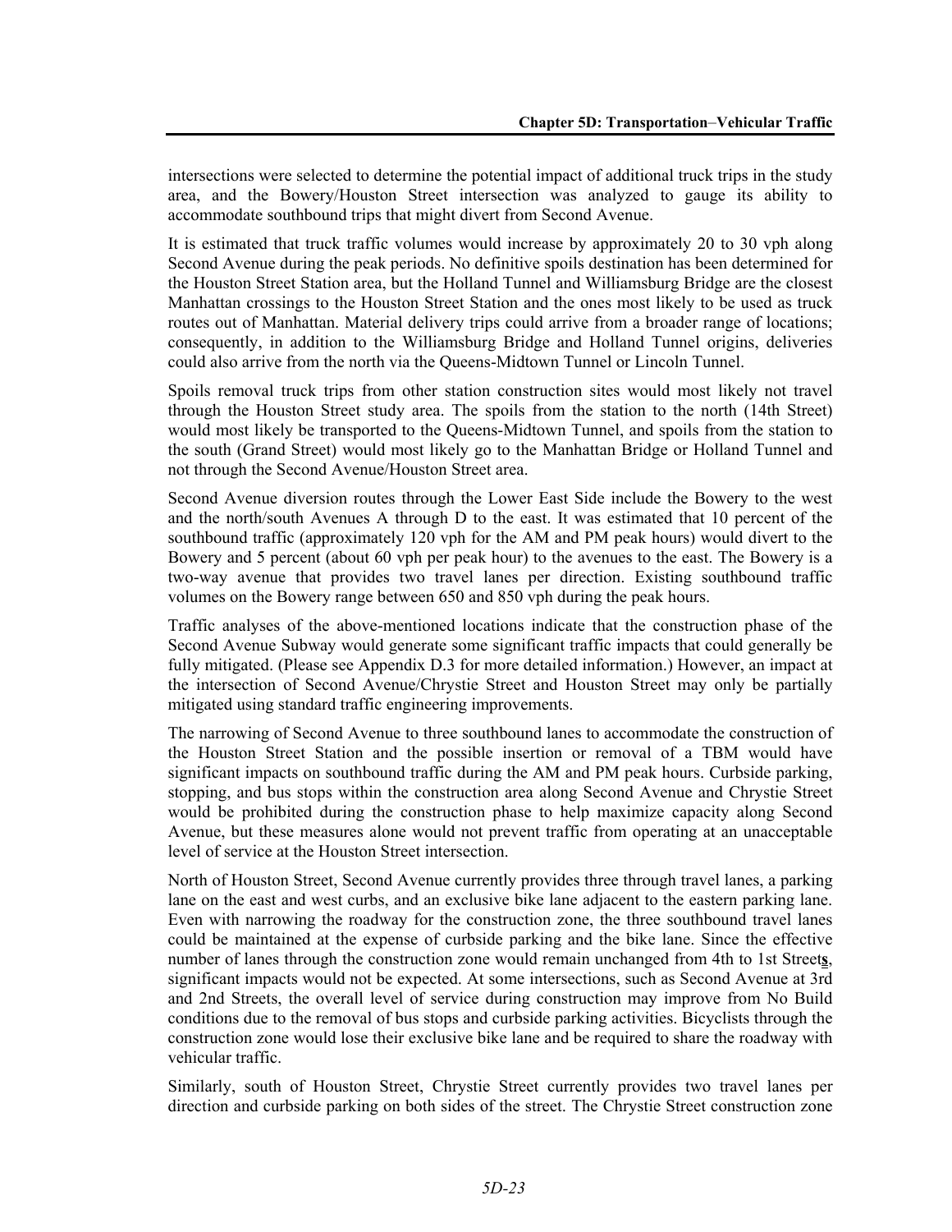intersections were selected to determine the potential impact of additional truck trips in the study area, and the Bowery/Houston Street intersection was analyzed to gauge its ability to accommodate southbound trips that might divert from Second Avenue.

It is estimated that truck traffic volumes would increase by approximately 20 to 30 vph along Second Avenue during the peak periods. No definitive spoils destination has been determined for the Houston Street Station area, but the Holland Tunnel and Williamsburg Bridge are the closest Manhattan crossings to the Houston Street Station and the ones most likely to be used as truck routes out of Manhattan. Material delivery trips could arrive from a broader range of locations; consequently, in addition to the Williamsburg Bridge and Holland Tunnel origins, deliveries could also arrive from the north via the Queens-Midtown Tunnel or Lincoln Tunnel.

Spoils removal truck trips from other station construction sites would most likely not travel through the Houston Street study area. The spoils from the station to the north (14th Street) would most likely be transported to the Queens-Midtown Tunnel, and spoils from the station to the south (Grand Street) would most likely go to the Manhattan Bridge or Holland Tunnel and not through the Second Avenue/Houston Street area.

Second Avenue diversion routes through the Lower East Side include the Bowery to the west and the north/south Avenues A through D to the east. It was estimated that 10 percent of the southbound traffic (approximately 120 vph for the AM and PM peak hours) would divert to the Bowery and 5 percent (about 60 vph per peak hour) to the avenues to the east. The Bowery is a two-way avenue that provides two travel lanes per direction. Existing southbound traffic volumes on the Bowery range between 650 and 850 vph during the peak hours.

Traffic analyses of the above-mentioned locations indicate that the construction phase of the Second Avenue Subway would generate some significant traffic impacts that could generally be fully mitigated. (Please see Appendix D.3 for more detailed information.) However, an impact at the intersection of Second Avenue/Chrystie Street and Houston Street may only be partially mitigated using standard traffic engineering improvements.

The narrowing of Second Avenue to three southbound lanes to accommodate the construction of the Houston Street Station and the possible insertion or removal of a TBM would have significant impacts on southbound traffic during the AM and PM peak hours. Curbside parking, stopping, and bus stops within the construction area along Second Avenue and Chrystie Street would be prohibited during the construction phase to help maximize capacity along Second Avenue, but these measures alone would not prevent traffic from operating at an unacceptable level of service at the Houston Street intersection.

North of Houston Street, Second Avenue currently provides three through travel lanes, a parking lane on the east and west curbs, and an exclusive bike lane adjacent to the eastern parking lane. Even with narrowing the roadway for the construction zone, the three southbound travel lanes could be maintained at the expense of curbside parking and the bike lane. Since the effective number of lanes through the construction zone would remain unchanged from 4th to 1st Streets, significant impacts would not be expected. At some intersections, such as Second Avenue at 3rd and 2nd Streets, the overall level of service during construction may improve from No Build conditions due to the removal of bus stops and curbside parking activities. Bicyclists through the construction zone would lose their exclusive bike lane and be required to share the roadway with vehicular traffic.

Similarly, south of Houston Street, Chrystie Street currently provides two travel lanes per direction and curbside parking on both sides of the street. The Chrystie Street construction zone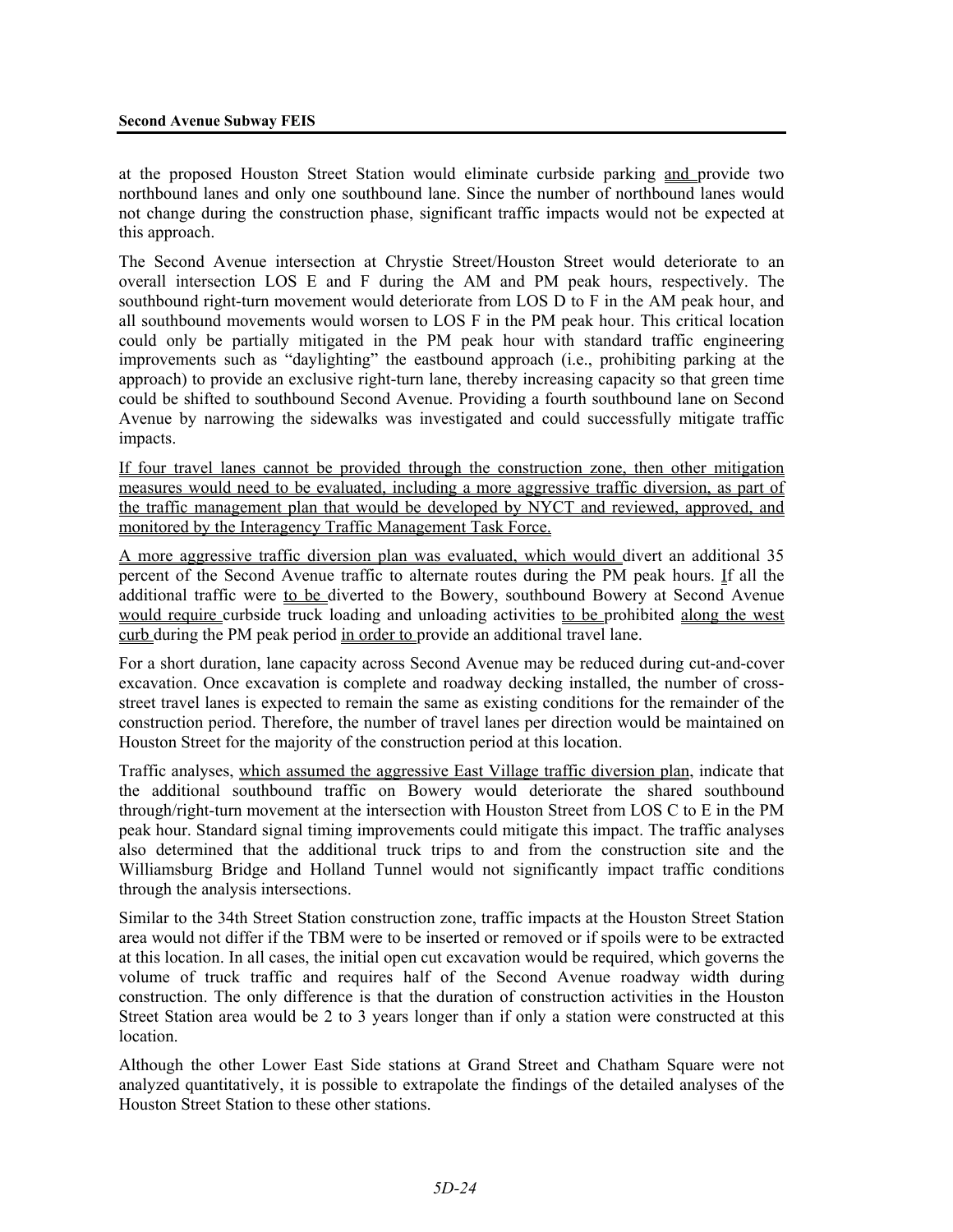at the proposed Houston Street Station would eliminate curbside parking and provide two northbound lanes and only one southbound lane. Since the number of northbound lanes would not change during the construction phase, significant traffic impacts would not be expected at this approach.

The Second Avenue intersection at Chrystie Street/Houston Street would deteriorate to an overall intersection LOS E and F during the AM and PM peak hours, respectively. The southbound right-turn movement would deteriorate from LOS D to F in the AM peak hour, and all southbound movements would worsen to LOS F in the PM peak hour. This critical location could only be partially mitigated in the PM peak hour with standard traffic engineering improvements such as "daylighting" the eastbound approach (i.e., prohibiting parking at the approach) to provide an exclusive right-turn lane, thereby increasing capacity so that green time could be shifted to southbound Second Avenue. Providing a fourth southbound lane on Second Avenue by narrowing the sidewalks was investigated and could successfully mitigate traffic impacts.

If four travel lanes cannot be provided through the construction zone, then other mitigation measures would need to be evaluated, including a more aggressive traffic diversion, as part of the traffic management plan that would be developed by NYCT and reviewed, approved, and monitored by the Interagency Traffic Management Task Force.

A more aggressive traffic diversion plan was evaluated, which would divert an additional 35 percent of the Second Avenue traffic to alternate routes during the PM peak hours. If all the additional traffic were to be diverted to the Bowery, southbound Bowery at Second Avenue would require curbside truck loading and unloading activities to be prohibited along the west curb during the PM peak period in order to provide an additional travel lane.

For a short duration, lane capacity across Second Avenue may be reduced during cut-and-cover excavation. Once excavation is complete and roadway decking installed, the number of cross-street travel lanes is expected to remain the same as existing conditions for the remainder of the construction period. Therefore, the number of travel lanes per direction would be maintained on Houston Street for the majority of the construction period at this location.

Traffic analyses, which assumed the aggressive East Village traffic diversion plan, indicate that the additional southbound traffic on Bowery would deteriorate the shared southbound through/right-turn movement at the intersection with Houston Street from LOS C to E in the PM peak hour. Standard signal timing improvements could mitigate this impact. The traffic analyses also determined that the additional truck trips to and from the construction site and the Williamsburg Bridge and Holland Tunnel would not significantly impact traffic conditions through the analysis intersections.

Similar to the 34th Street Station construction zone, traffic impacts at the Houston Street Station area would not differ if the TBM were to be inserted or removed or if spoils were to be extracted at this location. In all cases, the initial open cut excavation would be required, which governs the volume of truck traffic and requires half of the Second Avenue roadway width during construction. The only difference is that the duration of construction activities in the Houston Street Station area would be 2 to 3 years longer than if only a station were constructed at this location.

Although the other Lower East Side stations at Grand Street and Chatham Square were not analyzed quantitatively, it is possible to extrapolate the findings of the detailed analyses of the Houston Street Station to these other stations.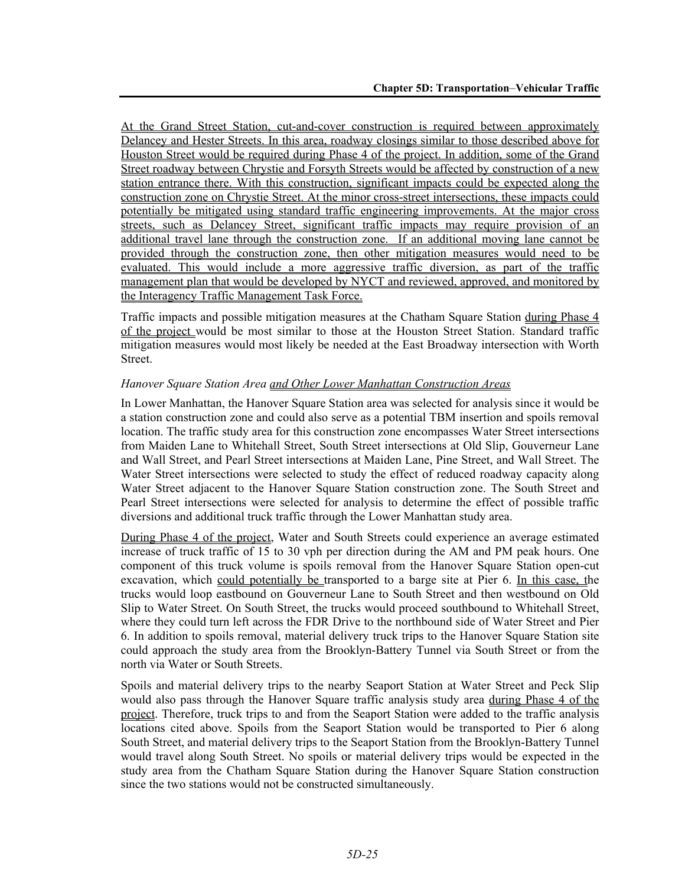At the Grand Street Station, cut-and-cover construction is required between approximately Delancey and Hester Streets. In this area, roadway closings similar to those described above for Houston Street would be required during Phase 4 of the project. In addition, some of the Grand Street roadway between Chrystie and Forsyth Streets would be affected by construction of a new station entrance there. With this construction, significant impacts could be expected along the construction zone on Chrystie Street. At the minor cross-street intersections, these impacts could potentially be mitigated using standard traffic engineering improvements. At the major cross streets, such as Delancey Street, significant traffic impacts may require provision of an additional travel lane through the construction zone. If an additional moving lane cannot be provided through the construction zone, then other mitigation measures would need to be evaluated. This would include a more aggressive traffic diversion, as part of the traffic management plan that would be developed by NYCT and reviewed, approved, and monitored by the Interagency Traffic Management Task Force.

Traffic impacts and possible mitigation measures at the Chatham Square Station during Phase 4 of the project would be most similar to those at the Houston Street Station. Standard traffic mitigation measures would most likely be needed at the East Broadway intersection with Worth Street.

*Hanover Square Station Area and Other Lower Manhattan Construction Areas*

In Lower Manhattan, the Hanover Square Station area was selected for analysis since it would be a station construction zone and could also serve as a potential TBM insertion and spoils removal location. The traffic study area for this construction zone encompasses Water Street intersections from Maiden Lane to Whitehall Street, South Street intersections at Old Slip, Gouverneur Lane and Wall Street, and Pearl Street intersections at Maiden Lane, Pine Street, and Wall Street. The Water Street intersections were selected to study the effect of reduced roadway capacity along Water Street adjacent to the Hanover Square Station construction zone. The South Street and Pearl Street intersections were selected for analysis to determine the effect of possible traffic diversions and additional truck traffic through the Lower Manhattan study area.

During Phase 4 of the project, Water and South Streets could experience an average estimated increase of truck traffic of 15 to 30 vph per direction during the AM and PM peak hours. One component of this truck volume is spoils removal from the Hanover Square Station open-cut excavation, which could potentially be transported to a barge site at Pier 6. In this case, the trucks would loop eastbound on Gouverneur Lane to South Street and then westbound on Old Slip to Water Street. On South Street, the trucks would proceed southbound to Whitehall Street, where they could turn left across the FDR Drive to the northbound side of Water Street and Pier 6. In addition to spoils removal, material delivery truck trips to the Hanover Square Station site could approach the study area from the Brooklyn-Battery Tunnel via South Street or from the north via Water or South Streets.

Spoils and material delivery trips to the nearby Seaport Station at Water Street and Peck Slip would also pass through the Hanover Square traffic analysis study area during Phase 4 of the project. Therefore, truck trips to and from the Seaport Station were added to the traffic analysis locations cited above. Spoils from the Seaport Station would be transported to Pier 6 along South Street, and material delivery trips to the Seaport Station from the Brooklyn-Battery Tunnel would travel along South Street. No spoils or material delivery trips would be expected in the study area from the Chatham Square Station during the Hanover Square Station construction since the two stations would not be constructed simultaneously.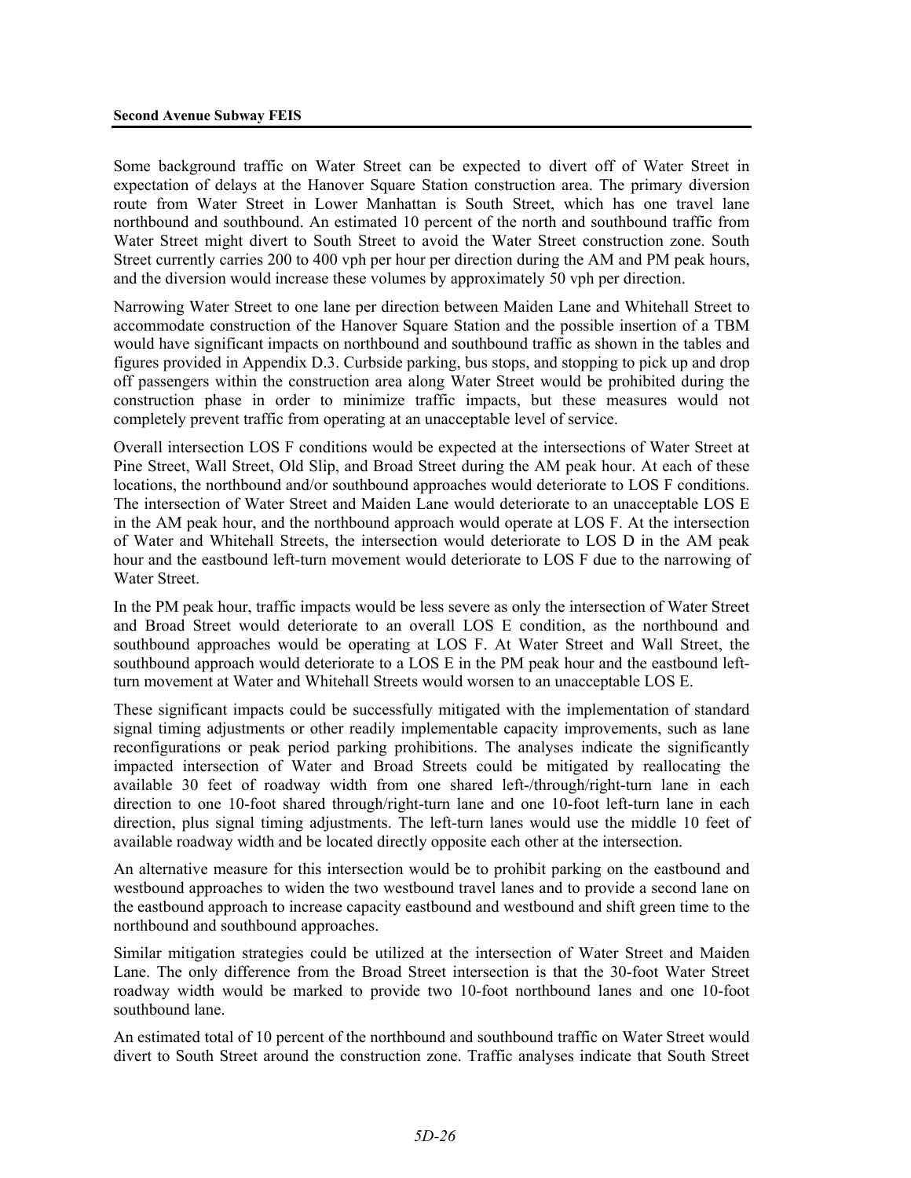Some background traffic on Water Street can be expected to divert off of Water Street in expectation of delays at the Hanover Square Station construction area. The primary diversion route from Water Street in Lower Manhattan is South Street, which has one travel lane northbound and southbound. An estimated 10 percent of the north and southbound traffic from Water Street might divert to South Street to avoid the Water Street construction zone. South Street currently carries 200 to 400 vph per hour per direction during the AM and PM peak hours, and the diversion would increase these volumes by approximately 50 vph per direction.

Narrowing Water Street to one lane per direction between Maiden Lane and Whitehall Street to accommodate construction of the Hanover Square Station and the possible insertion of a TBM would have significant impacts on northbound and southbound traffic as shown in the tables and figures provided in Appendix D.3. Curbside parking, bus stops, and stopping to pick up and drop off passengers within the construction area along Water Street would be prohibited during the construction phase in order to minimize traffic impacts, but these measures would not completely prevent traffic from operating at an unacceptable level of service.

Overall intersection LOS F conditions would be expected at the intersections of Water Street at Pine Street, Wall Street, Old Slip, and Broad Street during the AM peak hour. At each of these locations, the northbound and/or southbound approaches would deteriorate to LOS F conditions. The intersection of Water Street and Maiden Lane would deteriorate to an unacceptable LOS E in the AM peak hour, and the northbound approach would operate at LOS F. At the intersection of Water and Whitehall Streets, the intersection would deteriorate to LOS D in the AM peak hour and the eastbound left-turn movement would deteriorate to LOS F due to the narrowing of Water Street.

In the PM peak hour, traffic impacts would be less severe as only the intersection of Water Street and Broad Street would deteriorate to an overall LOS E condition, as the northbound and southbound approaches would be operating at LOS F. At Water Street and Wall Street, the southbound approach would deteriorate to a LOS E in the PM peak hour and the eastbound left-turn movement at Water and Whitehall Streets would worsen to an unacceptable LOS E.

These significant impacts could be successfully mitigated with the implementation of standard signal timing adjustments or other readily implementable capacity improvements, such as lane reconfigurations or peak period parking prohibitions. The analyses indicate the significantly impacted intersection of Water and Broad Streets could be mitigated by reallocating the available 30 feet of roadway width from one shared left-/through/right-turn lane in each direction to one 10-foot shared through/right-turn lane and one 10-foot left-turn lane in each direction, plus signal timing adjustments. The left-turn lanes would use the middle 10 feet of available roadway width and be located directly opposite each other at the intersection.

An alternative measure for this intersection would be to prohibit parking on the eastbound and westbound approaches to widen the two westbound travel lanes and to provide a second lane on the eastbound approach to increase capacity eastbound and westbound and shift green time to the northbound and southbound approaches.

Similar mitigation strategies could be utilized at the intersection of Water Street and Maiden Lane. The only difference from the Broad Street intersection is that the 30-foot Water Street roadway width would be marked to provide two 10-foot northbound lanes and one 10-foot southbound lane.

An estimated total of 10 percent of the northbound and southbound traffic on Water Street would divert to South Street around the construction zone. Traffic analyses indicate that South Street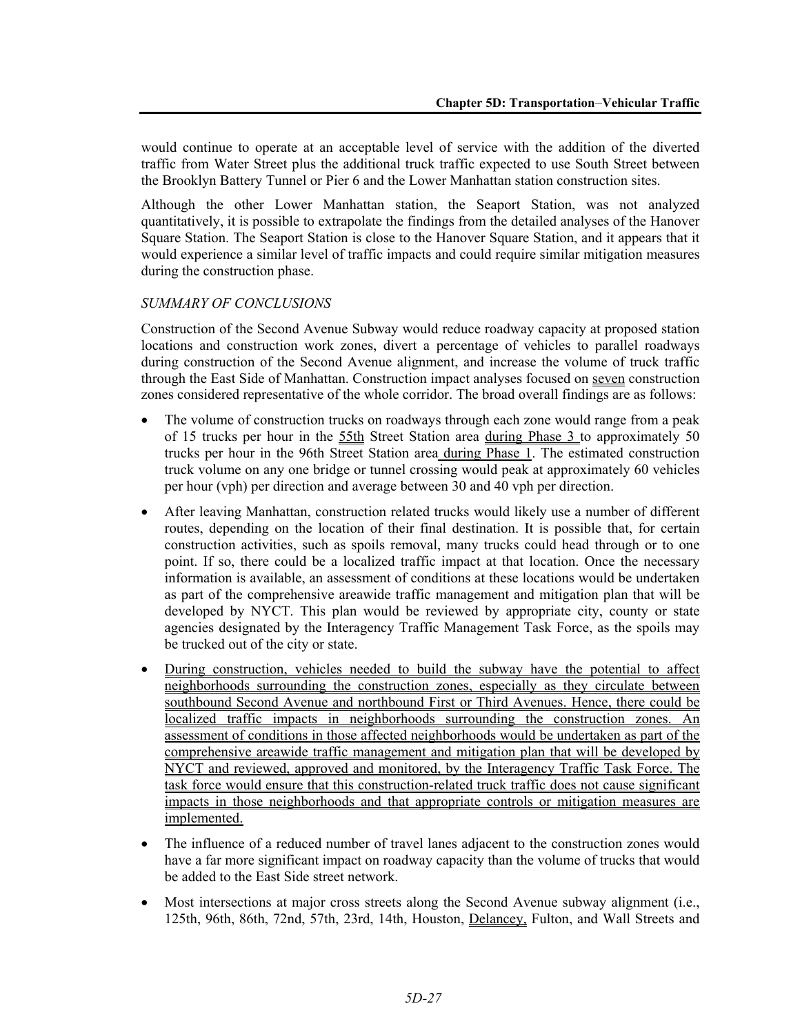would continue to operate at an acceptable level of service with the addition of the diverted traffic from Water Street plus the additional truck traffic expected to use South Street between the Brooklyn Battery Tunnel or Pier 6 and the Lower Manhattan station construction sites.

Although the other Lower Manhattan station, the Seaport Station, was not analyzed quantitatively, it is possible to extrapolate the findings from the detailed analyses of the Hanover Square Station. The Seaport Station is close to the Hanover Square Station, and it appears that it would experience a similar level of traffic impacts and could require similar mitigation measures during the construction phase.

*SUMMARY OF CONCLUSIONS*

Construction of the Second Avenue Subway would reduce roadway capacity at proposed station locations and construction work zones, divert a percentage of vehicles to parallel roadways during construction of the Second Avenue alignment, and increase the volume of truck traffic through the East Side of Manhattan. Construction impact analyses focused on seven construction zones considered representative of the whole corridor. The broad overall findings are as follows:

- The volume of construction trucks on roadways through each zone would range from a peak of 15 trucks per hour in the 55th Street Station area during Phase 3 to approximately 50 trucks per hour in the 96th Street Station area during Phase 1. The estimated construction truck volume on any one bridge or tunnel crossing would peak at approximately 60 vehicles per hour (vph) per direction and average between 30 and 40 vph per direction.
- After leaving Manhattan, construction related trucks would likely use a number of different routes, depending on the location of their final destination. It is possible that, for certain construction activities, such as spoils removal, many trucks could head through or to one point. If so, there could be a localized traffic impact at that location. Once the necessary information is available, an assessment of conditions at these locations would be undertaken as part of the comprehensive areawide traffic management and mitigation plan that will be developed by NYCT. This plan would be reviewed by appropriate city, county or state agencies designated by the Interagency Traffic Management Task Force, as the spoils may be trucked out of the city or state.
- During construction, vehicles needed to build the subway have the potential to affect neighborhoods surrounding the construction zones, especially as they circulate between southbound Second Avenue and northbound First or Third Avenues. Hence, there could be localized traffic impacts in neighborhoods surrounding the construction zones. An assessment of conditions in those affected neighborhoods would be undertaken as part of the comprehensive areawide traffic management and mitigation plan that will be developed by NYCT and reviewed, approved and monitored, by the Interagency Traffic Task Force. The task force would ensure that this construction-related truck traffic does not cause significant impacts in those neighborhoods and that appropriate controls or mitigation measures are implemented.
- The influence of a reduced number of travel lanes adjacent to the construction zones would have a far more significant impact on roadway capacity than the volume of trucks that would be added to the East Side street network.
- Most intersections at major cross streets along the Second Avenue subway alignment (i.e., 125th, 96th, 86th, 72nd, 57th, 23rd, 14th, Houston, Delancey, Fulton, and Wall Streets and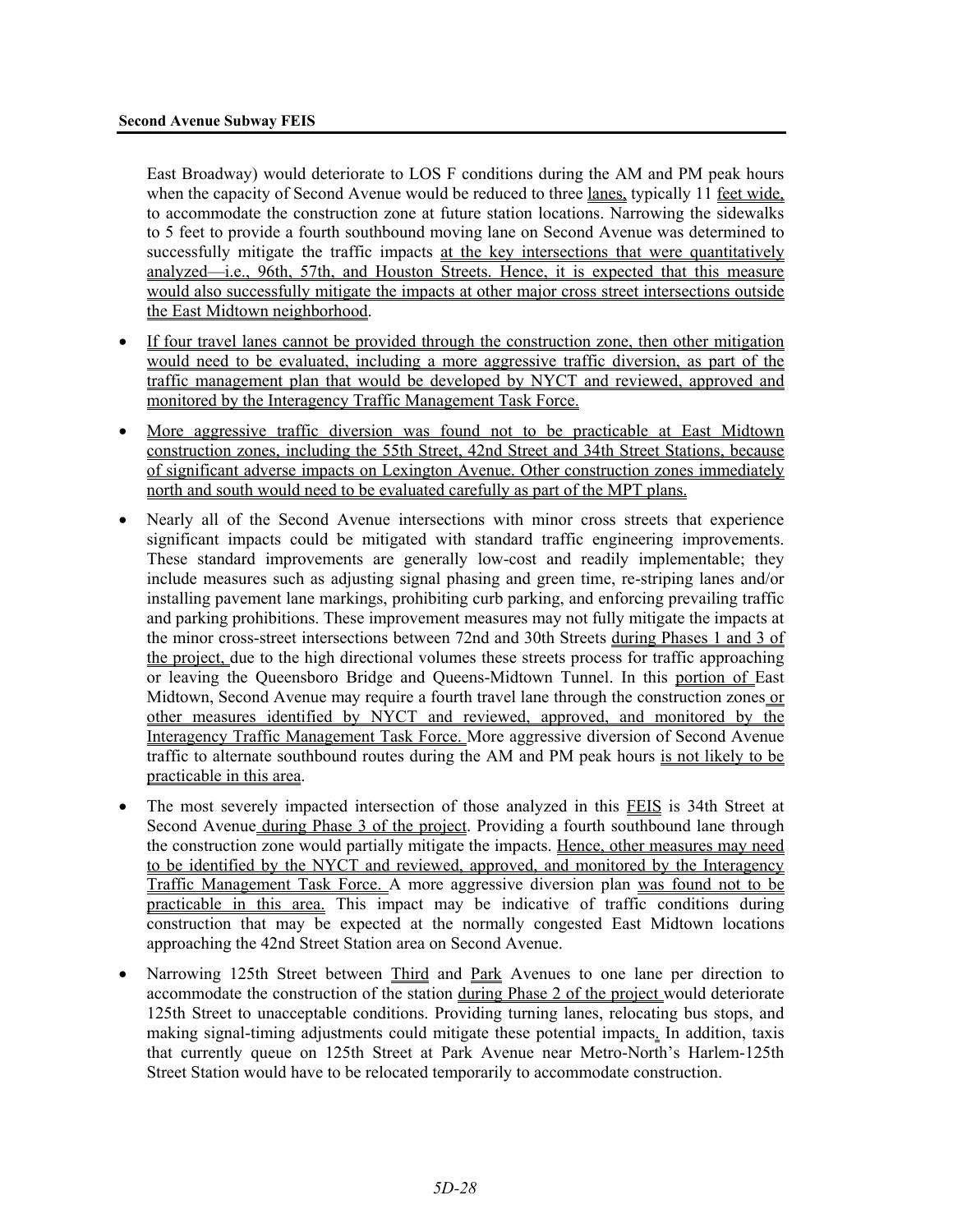East Broadway) would deteriorate to LOS F conditions during the AM and PM peak hours when the capacity of Second Avenue would be reduced to three lanes, typically 11 feet wide, to accommodate the construction zone at future station locations. Narrowing the sidewalks to 5 feet to provide a fourth southbound moving lane on Second Avenue was determined to successfully mitigate the traffic impacts at the key intersections that were quantitatively analyzed—i.e., 96th, 57th, and Houston Streets. Hence, it is expected that this measure would also successfully mitigate the impacts at other major cross street intersections outside the East Midtown neighborhood.

- If four travel lanes cannot be provided through the construction zone, then other mitigation would need to be evaluated, including a more aggressive traffic diversion, as part of the traffic management plan that would be developed by NYCT and reviewed, approved and monitored by the Interagency Traffic Management Task Force.
- More aggressive traffic diversion was found not to be practicable at East Midtown construction zones, including the 55th Street, 42nd Street and 34th Street Stations, because of significant adverse impacts on Lexington Avenue. Other construction zones immediately north and south would need to be evaluated carefully as part of the MPT plans.
- Nearly all of the Second Avenue intersections with minor cross streets that experience significant impacts could be mitigated with standard traffic engineering improvements. These standard improvements are generally low-cost and readily implementable; they include measures such as adjusting signal phasing and green time, re-striping lanes and/or installing pavement lane markings, prohibiting curb parking, and enforcing prevailing traffic and parking prohibitions. These improvement measures may not fully mitigate the impacts at the minor cross-street intersections between 72nd and 30th Streets during Phases 1 and 3 of the project, due to the high directional volumes these streets process for traffic approaching or leaving the Queensboro Bridge and Queens-Midtown Tunnel. In this portion of East Midtown, Second Avenue may require a fourth travel lane through the construction zones or other measures identified by NYCT and reviewed, approved, and monitored by the Interagency Traffic Management Task Force. More aggressive diversion of Second Avenue traffic to alternate southbound routes during the AM and PM peak hours is not likely to be practicable in this area.
- The most severely impacted intersection of those analyzed in this FEIS is 34th Street at Second Avenue during Phase 3 of the project. Providing a fourth southbound lane through the construction zone would partially mitigate the impacts. Hence, other measures may need to be identified by the NYCT and reviewed, approved, and monitored by the Interagency Traffic Management Task Force. A more aggressive diversion plan was found not to be practicable in this area. This impact may be indicative of traffic conditions during construction that may be expected at the normally congested East Midtown locations approaching the 42nd Street Station area on Second Avenue.
- Narrowing 125th Street between Third and Park Avenues to one lane per direction to accommodate the construction of the station during Phase 2 of the project would deteriorate 125th Street to unacceptable conditions. Providing turning lanes, relocating bus stops, and making signal-timing adjustments could mitigate these potential impacts. In addition, taxis that currently queue on 125th Street at Park Avenue near Metro-North's Harlem-125th Street Station would have to be relocated temporarily to accommodate construction.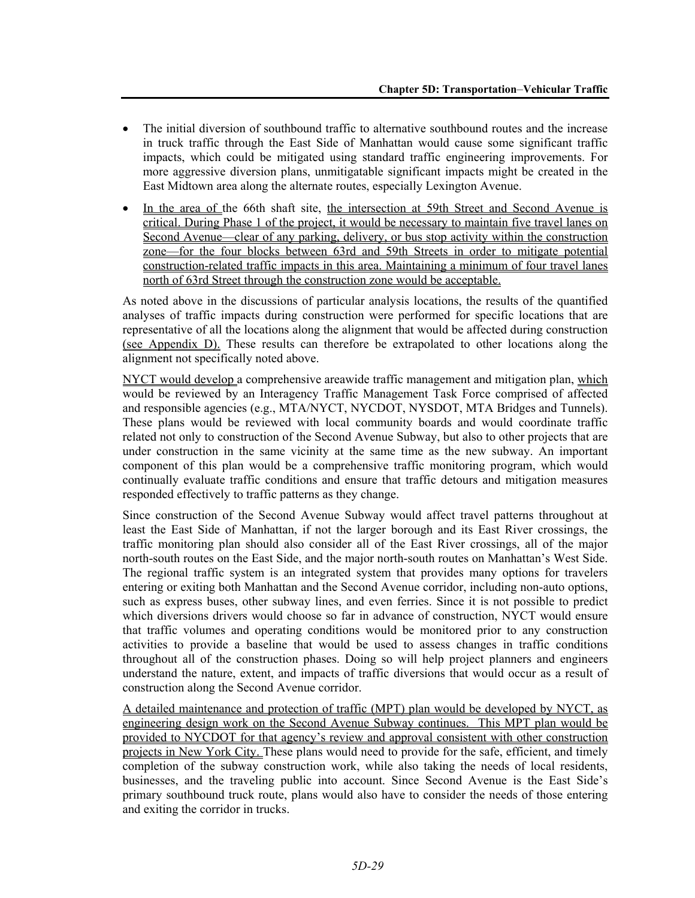- The initial diversion of southbound traffic to alternative southbound routes and the increase in truck traffic through the East Side of Manhattan would cause some significant traffic impacts, which could be mitigated using standard traffic engineering improvements. For more aggressive diversion plans, unmitigatable significant impacts might be created in the East Midtown area along the alternate routes, especially Lexington Avenue.
- In the area of the 66th shaft site, the intersection at 59th Street and Second Avenue is critical. During Phase 1 of the project, it would be necessary to maintain five travel lanes on Second Avenue—clear of any parking, delivery, or bus stop activity within the construction zone—for the four blocks between 63rd and 59th Streets in order to mitigate potential construction-related traffic impacts in this area. Maintaining a minimum of four travel lanes north of 63rd Street through the construction zone would be acceptable.

As noted above in the discussions of particular analysis locations, the results of the quantified analyses of traffic impacts during construction were performed for specific locations that are representative of all the locations along the alignment that would be affected during construction (see Appendix D). These results can therefore be extrapolated to other locations along the alignment not specifically noted above.

NYCT would develop a comprehensive areawide traffic management and mitigation plan, which would be reviewed by an Interagency Traffic Management Task Force comprised of affected and responsible agencies (e.g., MTA/NYCT, NYCDOT, NYSDOT, MTA Bridges and Tunnels). These plans would be reviewed with local community boards and would coordinate traffic related not only to construction of the Second Avenue Subway, but also to other projects that are under construction in the same vicinity at the same time as the new subway. An important component of this plan would be a comprehensive traffic monitoring program, which would continually evaluate traffic conditions and ensure that traffic detours and mitigation measures responded effectively to traffic patterns as they change.

Since construction of the Second Avenue Subway would affect travel patterns throughout at least the East Side of Manhattan, if not the larger borough and its East River crossings, the traffic monitoring plan should also consider all of the East River crossings, all of the major north-south routes on the East Side, and the major north-south routes on Manhattan's West Side. The regional traffic system is an integrated system that provides many options for travelers entering or exiting both Manhattan and the Second Avenue corridor, including non-auto options, such as express buses, other subway lines, and even ferries. Since it is not possible to predict which diversions drivers would choose so far in advance of construction, NYCT would ensure that traffic volumes and operating conditions would be monitored prior to any construction activities to provide a baseline that would be used to assess changes in traffic conditions throughout all of the construction phases. Doing so will help project planners and engineers understand the nature, extent, and impacts of traffic diversions that would occur as a result of construction along the Second Avenue corridor.

A detailed maintenance and protection of traffic (MPT) plan would be developed by NYCT, as engineering design work on the Second Avenue Subway continues. This MPT plan would be provided to NYCDOT for that agency's review and approval consistent with other construction projects in New York City. These plans would need to provide for the safe, efficient, and timely completion of the subway construction work, while also taking the needs of local residents, businesses, and the traveling public into account. Since Second Avenue is the East Side's primary southbound truck route, plans would also have to consider the needs of those entering and exiting the corridor in trucks.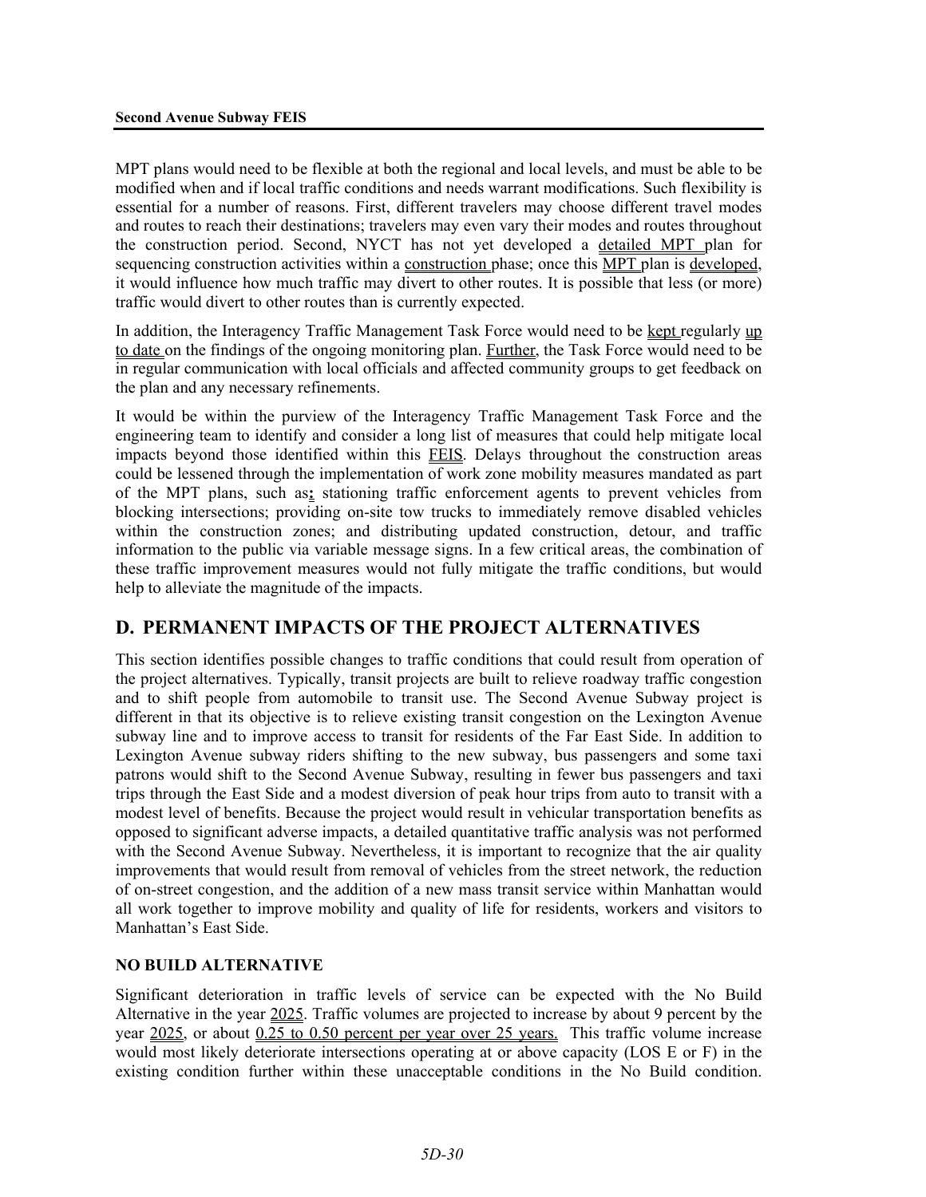MPT plans would need to be flexible at both the regional and local levels, and must be able to be modified when and if local traffic conditions and needs warrant modifications. Such flexibility is essential for a number of reasons. First, different travelers may choose different travel modes and routes to reach their destinations; travelers may even vary their modes and routes throughout the construction period. Second, NYCT has not yet developed a detailed MPT plan for sequencing construction activities within a construction phase; once this MPT plan is developed, it would influence how much traffic may divert to other routes. It is possible that less (or more) traffic would divert to other routes than is currently expected.

In addition, the Interagency Traffic Management Task Force would need to be kept regularly up to date on the findings of the ongoing monitoring plan. Further, the Task Force would need to be in regular communication with local officials and affected community groups to get feedback on the plan and any necessary refinements.

It would be within the purview of the Interagency Traffic Management Task Force and the engineering team to identify and consider a long list of measures that could help mitigate local impacts beyond those identified within this FEIS. Delays throughout the construction areas could be lessened through the implementation of work zone mobility measures mandated as part of the MPT plans, such as: stationing traffic enforcement agents to prevent vehicles from blocking intersections; providing on-site tow trucks to immediately remove disabled vehicles within the construction zones; and distributing updated construction, detour, and traffic information to the public via variable message signs. In a few critical areas, the combination of these traffic improvement measures would not fully mitigate the traffic conditions, but would help to alleviate the magnitude of the impacts.

## D. PERMANENT IMPACTS OF THE PROJECT ALTERNATIVES

This section identifies possible changes to traffic conditions that could result from operation of the project alternatives. Typically, transit projects are built to relieve roadway traffic congestion and to shift people from automobile to transit use. The Second Avenue Subway project is different in that its objective is to relieve existing transit congestion on the Lexington Avenue subway line and to improve access to transit for residents of the Far East Side. In addition to Lexington Avenue subway riders shifting to the new subway, bus passengers and some taxi patrons would shift to the Second Avenue Subway, resulting in fewer bus passengers and taxi trips through the East Side and a modest diversion of peak hour trips from auto to transit with a modest level of benefits. Because the project would result in vehicular transportation benefits as opposed to significant adverse impacts, a detailed quantitative traffic analysis was not performed with the Second Avenue Subway. Nevertheless, it is important to recognize that the air quality improvements that would result from removal of vehicles from the street network, the reduction of on-street congestion, and the addition of a new mass transit service within Manhattan would all work together to improve mobility and quality of life for residents, workers and visitors to Manhattan's East Side.

### NO BUILD ALTERNATIVE

Significant deterioration in traffic levels of service can be expected with the No Build Alternative in the year 2025. Traffic volumes are projected to increase by about 9 percent by the year 2025, or about 0.25 to 0.50 percent per year over 25 years. This traffic volume increase would most likely deteriorate intersections operating at or above capacity (LOS E or F) in the existing condition further within these unacceptable conditions in the No Build condition.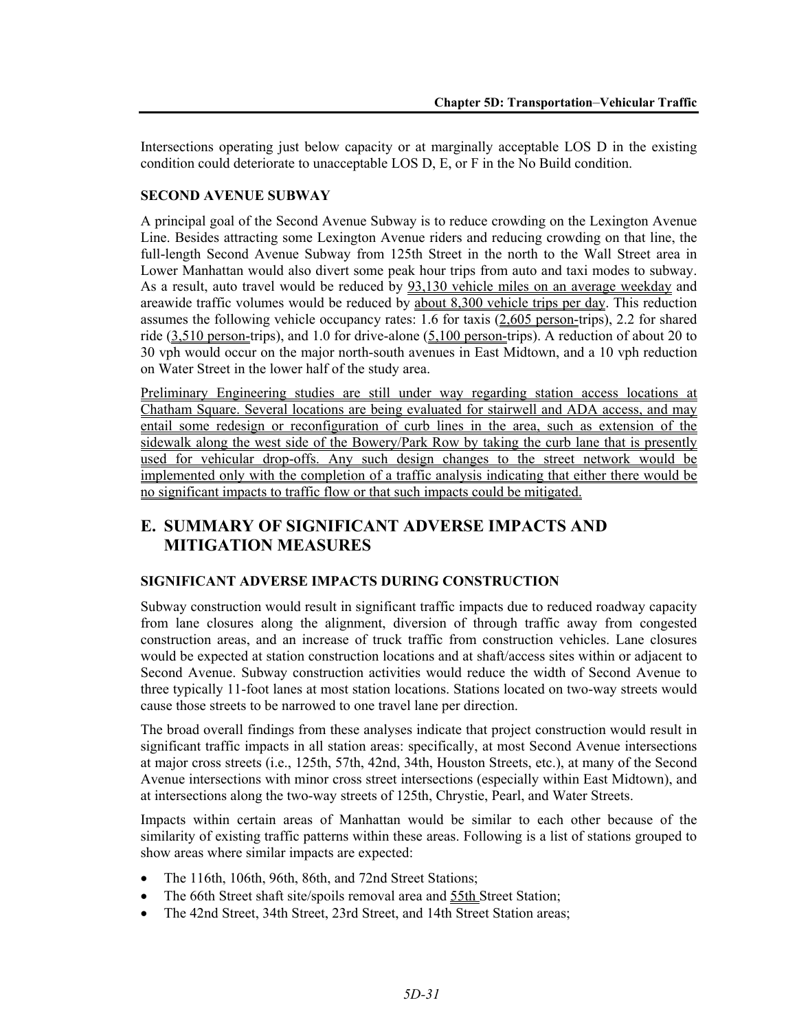Intersections operating just below capacity or at marginally acceptable LOS D in the existing condition could deteriorate to unacceptable LOS D, E, or F in the No Build condition.

### SECOND AVENUE SUBWAY

A principal goal of the Second Avenue Subway is to reduce crowding on the Lexington Avenue Line. Besides attracting some Lexington Avenue riders and reducing crowding on that line, the full-length Second Avenue Subway from 125th Street in the north to the Wall Street area in Lower Manhattan would also divert some peak hour trips from auto and taxi modes to subway. As a result, auto travel would be reduced by 93,130 vehicle miles on an average weekday and areawide traffic volumes would be reduced by about 8,300 vehicle trips per day. This reduction assumes the following vehicle occupancy rates: 1.6 for taxis (2,605 person-trips), 2.2 for shared ride (3,510 person-trips), and 1.0 for drive-alone (5,100 person-trips). A reduction of about 20 to 30 vph would occur on the major north-south avenues in East Midtown, and a 10 vph reduction on Water Street in the lower half of the study area.

Preliminary Engineering studies are still under way regarding station access locations at Chatham Square. Several locations are being evaluated for stairwell and ADA access, and may entail some redesign or reconfiguration of curb lines in the area, such as extension of the sidewalk along the west side of the Bowery/Park Row by taking the curb lane that is presently used for vehicular drop-offs. Any such design changes to the street network would be implemented only with the completion of a traffic analysis indicating that either there would be no significant impacts to traffic flow or that such impacts could be mitigated.

## E. SUMMARY OF SIGNIFICANT ADVERSE IMPACTS AND MITIGATION MEASURES

### SIGNIFICANT ADVERSE IMPACTS DURING CONSTRUCTION

Subway construction would result in significant traffic impacts due to reduced roadway capacity from lane closures along the alignment, diversion of through traffic away from congested construction areas, and an increase of truck traffic from construction vehicles. Lane closures would be expected at station construction locations and at shaft/access sites within or adjacent to Second Avenue. Subway construction activities would reduce the width of Second Avenue to three typically 11-foot lanes at most station locations. Stations located on two-way streets would cause those streets to be narrowed to one travel lane per direction.

The broad overall findings from these analyses indicate that project construction would result in significant traffic impacts in all station areas: specifically, at most Second Avenue intersections at major cross streets (i.e., 125th, 57th, 42nd, 34th, Houston Streets, etc.), at many of the Second Avenue intersections with minor cross street intersections (especially within East Midtown), and at intersections along the two-way streets of 125th, Chrystie, Pearl, and Water Streets.

Impacts within certain areas of Manhattan would be similar to each other because of the similarity of existing traffic patterns within these areas. Following is a list of stations grouped to show areas where similar impacts are expected:

- The 116th, 106th, 96th, 86th, and 72nd Street Stations;
- The 66th Street shaft site/spoils removal area and 55th Street Station;
- The 42nd Street, 34th Street, 23rd Street, and 14th Street Station areas;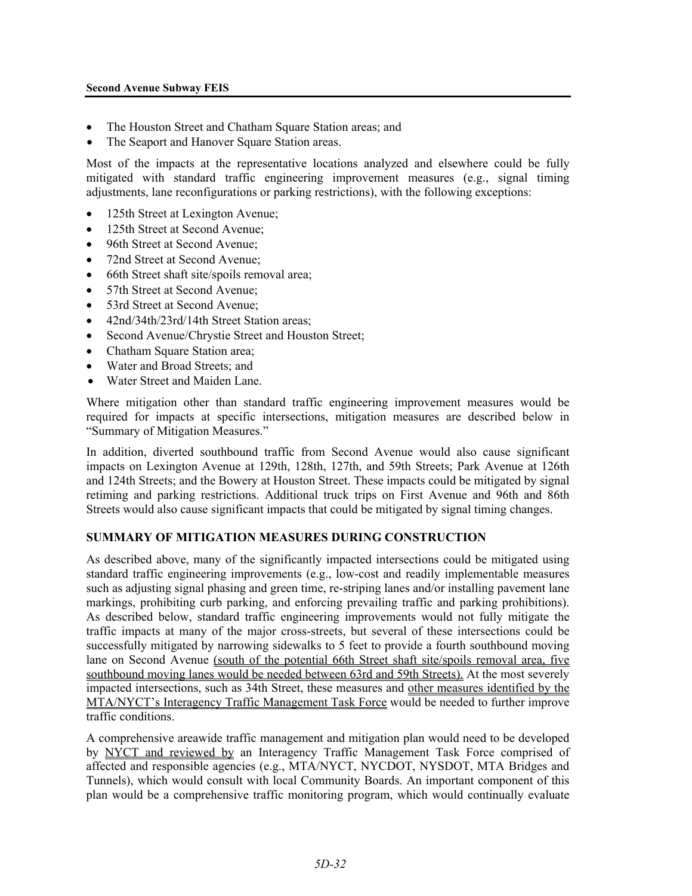- The Houston Street and Chatham Square Station areas; and
- The Seaport and Hanover Square Station areas.

Most of the impacts at the representative locations analyzed and elsewhere could be fully mitigated with standard traffic engineering improvement measures (e.g., signal timing adjustments, lane reconfigurations or parking restrictions), with the following exceptions:

- 125th Street at Lexington Avenue;
- 125th Street at Second Avenue;
- 96th Street at Second Avenue;
- 72nd Street at Second Avenue;
- 66th Street shaft site/spoils removal area;
- 57th Street at Second Avenue;
- 53rd Street at Second Avenue;
- 42nd/34th/23rd/14th Street Station areas;
- Second Avenue/Chrystie Street and Houston Street;
- Chatham Square Station area;
- Water and Broad Streets; and
- Water Street and Maiden Lane.

Where mitigation other than standard traffic engineering improvement measures would be required for impacts at specific intersections, mitigation measures are described below in "Summary of Mitigation Measures."

In addition, diverted southbound traffic from Second Avenue would also cause significant impacts on Lexington Avenue at 129th, 128th, 127th, and 59th Streets; Park Avenue at 126th and 124th Streets; and the Bowery at Houston Street. These impacts could be mitigated by signal retiming and parking restrictions. Additional truck trips on First Avenue and 96th and 86th Streets would also cause significant impacts that could be mitigated by signal timing changes.

## SUMMARY OF MITIGATION MEASURES DURING CONSTRUCTION

As described above, many of the significantly impacted intersections could be mitigated using standard traffic engineering improvements (e.g., low-cost and readily implementable measures such as adjusting signal phasing and green time, re-striping lanes and/or installing pavement lane markings, prohibiting curb parking, and enforcing prevailing traffic and parking prohibitions). As described below, standard traffic engineering improvements would not fully mitigate the traffic impacts at many of the major cross-streets, but several of these intersections could be successfully mitigated by narrowing sidewalks to 5 feet to provide a fourth southbound moving lane on Second Avenue (south of the potential 66th Street shaft site/spoils removal area, five southbound moving lanes would be needed between 63rd and 59th Streets). At the most severely impacted intersections, such as 34th Street, these measures and other measures identified by the MTA/NYCT's Interagency Traffic Management Task Force would be needed to further improve traffic conditions.

A comprehensive areawide traffic management and mitigation plan would need to be developed by NYCT and reviewed by an Interagency Traffic Management Task Force comprised of affected and responsible agencies (e.g., MTA/NYCT, NYCDOT, NYSDOT, MTA Bridges and Tunnels), which would consult with local Community Boards. An important component of this plan would be a comprehensive traffic monitoring program, which would continually evaluate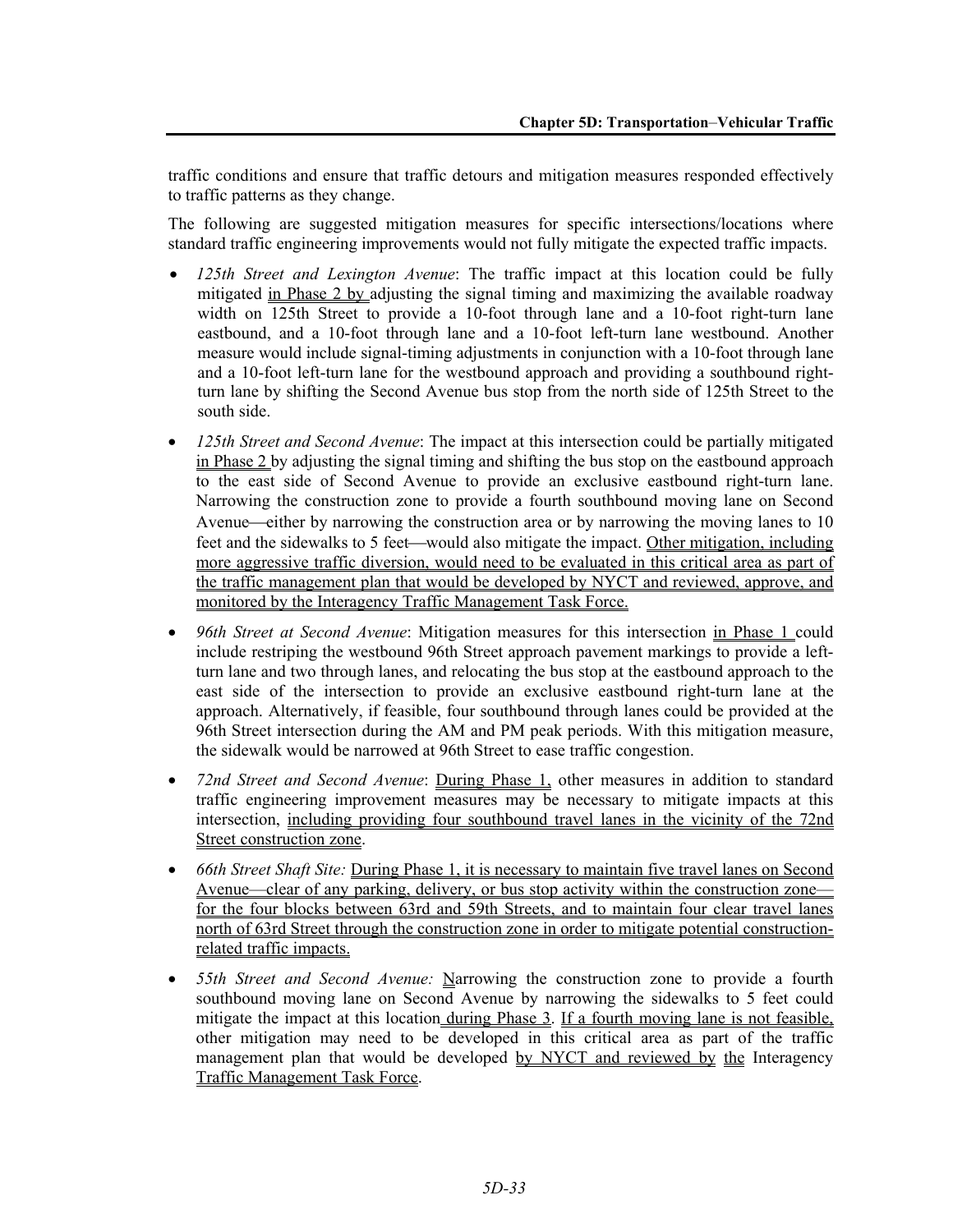traffic conditions and ensure that traffic detours and mitigation measures responded effectively to traffic patterns as they change.

The following are suggested mitigation measures for specific intersections/locations where standard traffic engineering improvements would not fully mitigate the expected traffic impacts.

- *125th Street and Lexington Avenue*: The traffic impact at this location could be fully mitigated in Phase 2 by adjusting the signal timing and maximizing the available roadway width on 125th Street to provide a 10-foot through lane and a 10-foot right-turn lane eastbound, and a 10-foot through lane and a 10-foot left-turn lane westbound. Another measure would include signal-timing adjustments in conjunction with a 10-foot through lane and a 10-foot left-turn lane for the westbound approach and providing a southbound right-turn lane by shifting the Second Avenue bus stop from the north side of 125th Street to the south side.
- *125th Street and Second Avenue*: The impact at this intersection could be partially mitigated in Phase 2 by adjusting the signal timing and shifting the bus stop on the eastbound approach to the east side of Second Avenue to provide an exclusive eastbound right-turn lane. Narrowing the construction zone to provide a fourth southbound moving lane on Second Avenue—either by narrowing the construction area or by narrowing the moving lanes to 10 feet and the sidewalks to 5 feet—would also mitigate the impact. Other mitigation, including more aggressive traffic diversion, would need to be evaluated in this critical area as part of the traffic management plan that would be developed by NYCT and reviewed, approve, and monitored by the Interagency Traffic Management Task Force.
- *96th Street at Second Avenue*: Mitigation measures for this intersection in Phase 1 could include restriping the westbound 96th Street approach pavement markings to provide a left-turn lane and two through lanes, and relocating the bus stop at the eastbound approach to the east side of the intersection to provide an exclusive eastbound right-turn lane at the approach. Alternatively, if feasible, four southbound through lanes could be provided at the 96th Street intersection during the AM and PM peak periods. With this mitigation measure, the sidewalk would be narrowed at 96th Street to ease traffic congestion.
- *72nd Street and Second Avenue*: During Phase 1, other measures in addition to standard traffic engineering improvement measures may be necessary to mitigate impacts at this intersection, including providing four southbound travel lanes in the vicinity of the 72nd Street construction zone.
- *66th Street Shaft Site:* During Phase 1, it is necessary to maintain five travel lanes on Second Avenue—clear of any parking, delivery, or bus stop activity within the construction zone—for the four blocks between 63rd and 59th Streets, and to maintain four clear travel lanes north of 63rd Street through the construction zone in order to mitigate potential construction-related traffic impacts.
- *55th Street and Second Avenue:* Narrowing the construction zone to provide a fourth southbound moving lane on Second Avenue by narrowing the sidewalks to 5 feet could mitigate the impact at this location during Phase 3. If a fourth moving lane is not feasible, other mitigation may need to be developed in this critical area as part of the traffic management plan that would be developed by NYCT and reviewed by the Interagency Traffic Management Task Force.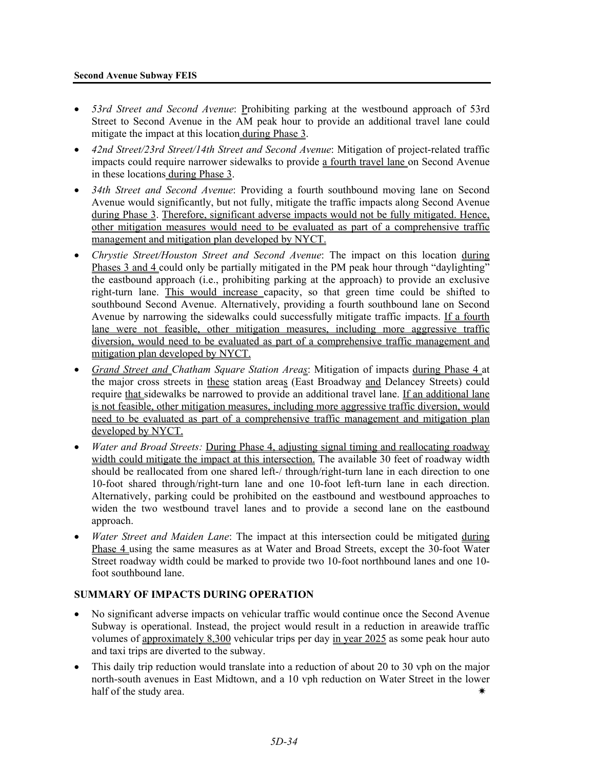- *53rd Street and Second Avenue*: Prohibiting parking at the westbound approach of 53rd Street to Second Avenue in the AM peak hour to provide an additional travel lane could mitigate the impact at this location during Phase 3.
- *42nd Street/23rd Street/14th Street and Second Avenue*: Mitigation of project-related traffic impacts could require narrower sidewalks to provide a fourth travel lane on Second Avenue in these locations during Phase 3.
- *34th Street and Second Avenue*: Providing a fourth southbound moving lane on Second Avenue would significantly, but not fully, mitigate the traffic impacts along Second Avenue during Phase 3. Therefore, significant adverse impacts would not be fully mitigated. Hence, other mitigation measures would need to be evaluated as part of a comprehensive traffic management and mitigation plan developed by NYCT.
- *Chrystie Street/Houston Street and Second Avenue*: The impact on this location during Phases 3 and 4 could only be partially mitigated in the PM peak hour through "daylighting" the eastbound approach (i.e., prohibiting parking at the approach) to provide an exclusive right-turn lane. This would increase capacity, so that green time could be shifted to southbound Second Avenue. Alternatively, providing a fourth southbound lane on Second Avenue by narrowing the sidewalks could successfully mitigate traffic impacts. If a fourth lane were not feasible, other mitigation measures, including more aggressive traffic diversion, would need to be evaluated as part of a comprehensive traffic management and mitigation plan developed by NYCT.
- *Grand Street and Chatham Square Station Areas*: Mitigation of impacts during Phase 4 at the major cross streets in these station areas (East Broadway and Delancey Streets) could require that sidewalks be narrowed to provide an additional travel lane. If an additional lane is not feasible, other mitigation measures, including more aggressive traffic diversion, would need to be evaluated as part of a comprehensive traffic management and mitigation plan developed by NYCT.
- *Water and Broad Streets:* During Phase 4, adjusting signal timing and reallocating roadway width could mitigate the impact at this intersection. The available 30 feet of roadway width should be reallocated from one shared left-/ through/right-turn lane in each direction to one 10-foot shared through/right-turn lane and one 10-foot left-turn lane in each direction. Alternatively, parking could be prohibited on the eastbound and westbound approaches to widen the two westbound travel lanes and to provide a second lane on the eastbound approach.
- *Water Street and Maiden Lane*: The impact at this intersection could be mitigated during Phase 4 using the same measures as at Water and Broad Streets, except the 30-foot Water Street roadway width could be marked to provide two 10-foot northbound lanes and one 10-foot southbound lane.

## SUMMARY OF IMPACTS DURING OPERATION

- No significant adverse impacts on vehicular traffic would continue once the Second Avenue Subway is operational. Instead, the project would result in a reduction in areawide traffic volumes of approximately 8,300 vehicular trips per day in year 2025 as some peak hour auto and taxi trips are diverted to the subway.
- This daily trip reduction would translate into a reduction of about 20 to 30 vph on the major north-south avenues in East Midtown, and a 10 vph reduction on Water Street in the lower half of the study area.

*